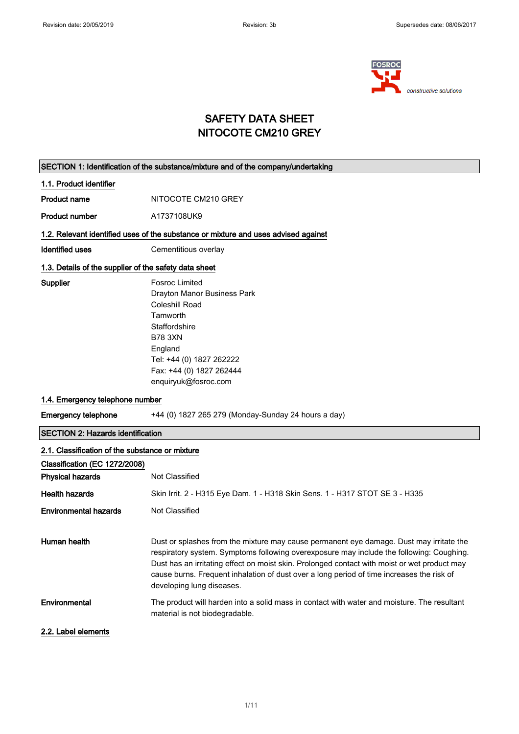# SAFETY DATA SHEET
# NITOCOTE CM210 GREY

## SECTION 1: Identification of the substance/mixture and of the company/undertaking

### 1.1. Product identifier

**Product name** NITOCOTE CM210 GREY

**Product number** A1737108UK9

### 1.2. Relevant identified uses of the substance or mixture and uses advised against

**Identified uses** Cementitious overlay

### 1.3. Details of the supplier of the safety data sheet

**Supplier**
Fosroc Limited
Drayton Manor Business Park
Coleshill Road
Tamworth
Staffordshire
B78 3XN
England
Tel: +44 (0) 1827 262222
Fax: +44 (0) 1827 262444
enquiryuk@fosroc.com

### 1.4. Emergency telephone number

**Emergency telephone** +44 (0) 1827 265 279 (Monday-Sunday 24 hours a day)

## SECTION 2: Hazards identification

### 2.1. Classification of the substance or mixture

**Classification (EC 1272/2008)**

**Physical hazards** Not Classified

**Health hazards** Skin Irrit. 2 - H315 Eye Dam. 1 - H318 Skin Sens. 1 - H317 STOT SE 3 - H335

**Environmental hazards** Not Classified

**Human health** Dust or splashes from the mixture may cause permanent eye damage. Dust may irritate the respiratory system. Symptoms following overexposure may include the following: Coughing. Dust has an irritating effect on moist skin. Prolonged contact with moist or wet product may cause burns. Frequent inhalation of dust over a long period of time increases the risk of developing lung diseases.

**Environmental** The product will harden into a solid mass in contact with water and moisture. The resultant material is not biodegradable.

### 2.2. Label elements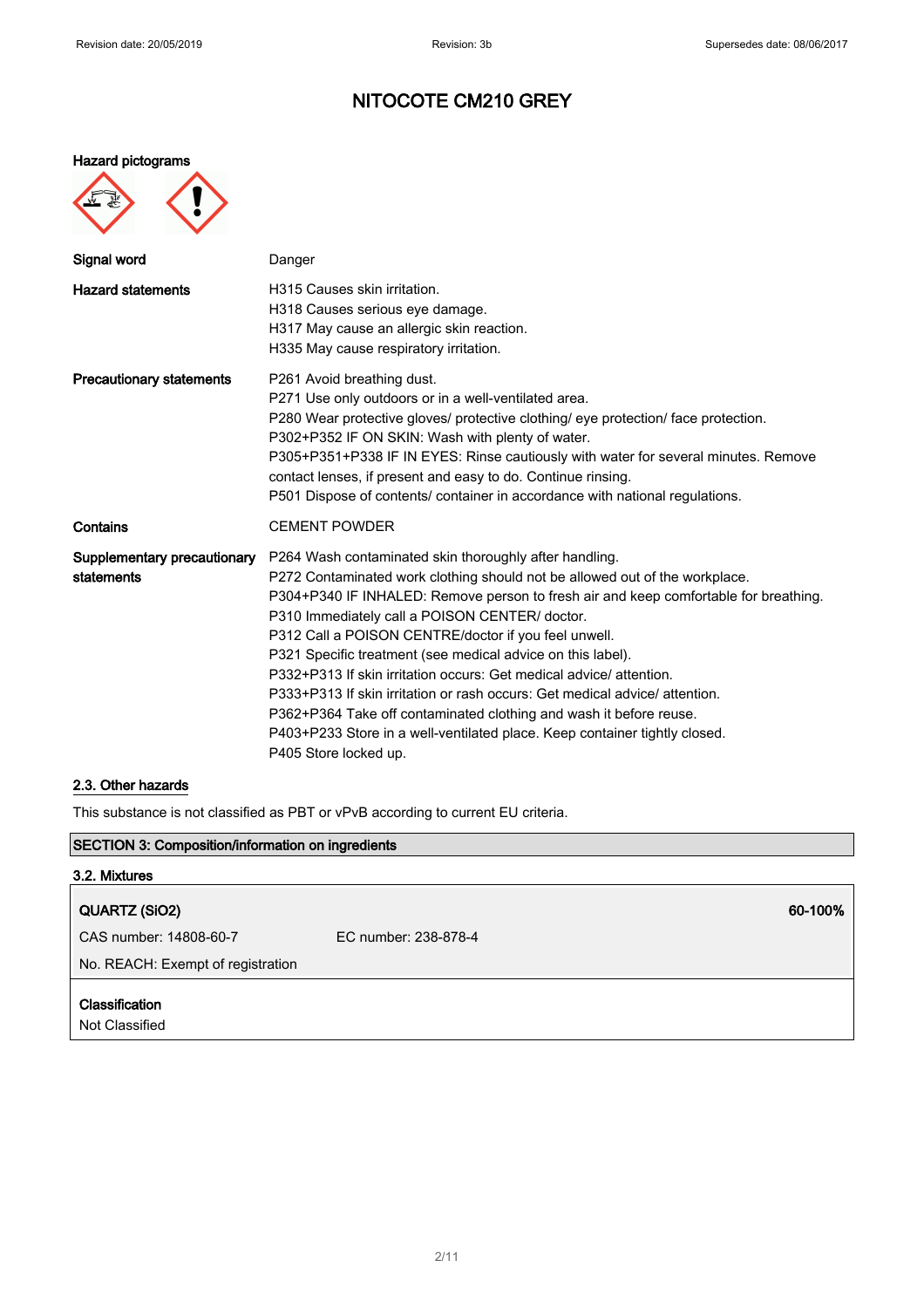# NITOCOTE CM210 GREY

**Hazard pictograms**

| | |
|---|---|
| **Signal word** | Danger |
| **Hazard statements** | H315 Causes skin irritation.<br>H318 Causes serious eye damage.<br>H317 May cause an allergic skin reaction.<br>H335 May cause respiratory irritation. |
| **Precautionary statements** | P261 Avoid breathing dust.<br>P271 Use only outdoors or in a well-ventilated area.<br>P280 Wear protective gloves/ protective clothing/ eye protection/ face protection.<br>P302+P352 IF ON SKIN: Wash with plenty of water.<br>P305+P351+P338 IF IN EYES: Rinse cautiously with water for several minutes. Remove contact lenses, if present and easy to do. Continue rinsing.<br>P501 Dispose of contents/ container in accordance with national regulations. |
| **Contains** | CEMENT POWDER |
| **Supplementary precautionary statements** | P264 Wash contaminated skin thoroughly after handling.<br>P272 Contaminated work clothing should not be allowed out of the workplace.<br>P304+P340 IF INHALED: Remove person to fresh air and keep comfortable for breathing.<br>P310 Immediately call a POISON CENTER/ doctor.<br>P312 Call a POISON CENTRE/doctor if you feel unwell.<br>P321 Specific treatment (see medical advice on this label).<br>P332+P313 If skin irritation occurs: Get medical advice/ attention.<br>P333+P313 If skin irritation or rash occurs: Get medical advice/ attention.<br>P362+P364 Take off contaminated clothing and wash it before reuse.<br>P403+P233 Store in a well-ventilated place. Keep container tightly closed.<br>P405 Store locked up. |

### 2.3. Other hazards

This substance is not classified as PBT or vPvB according to current EU criteria.

## SECTION 3: Composition/information on ingredients

### 3.2. Mixtures

**QUARTZ ($SiO_2$)** **60-100%**

CAS number: 14808-60-7 EC number: 238-878-4

No. REACH: Exempt of registration

**Classification**

Not Classified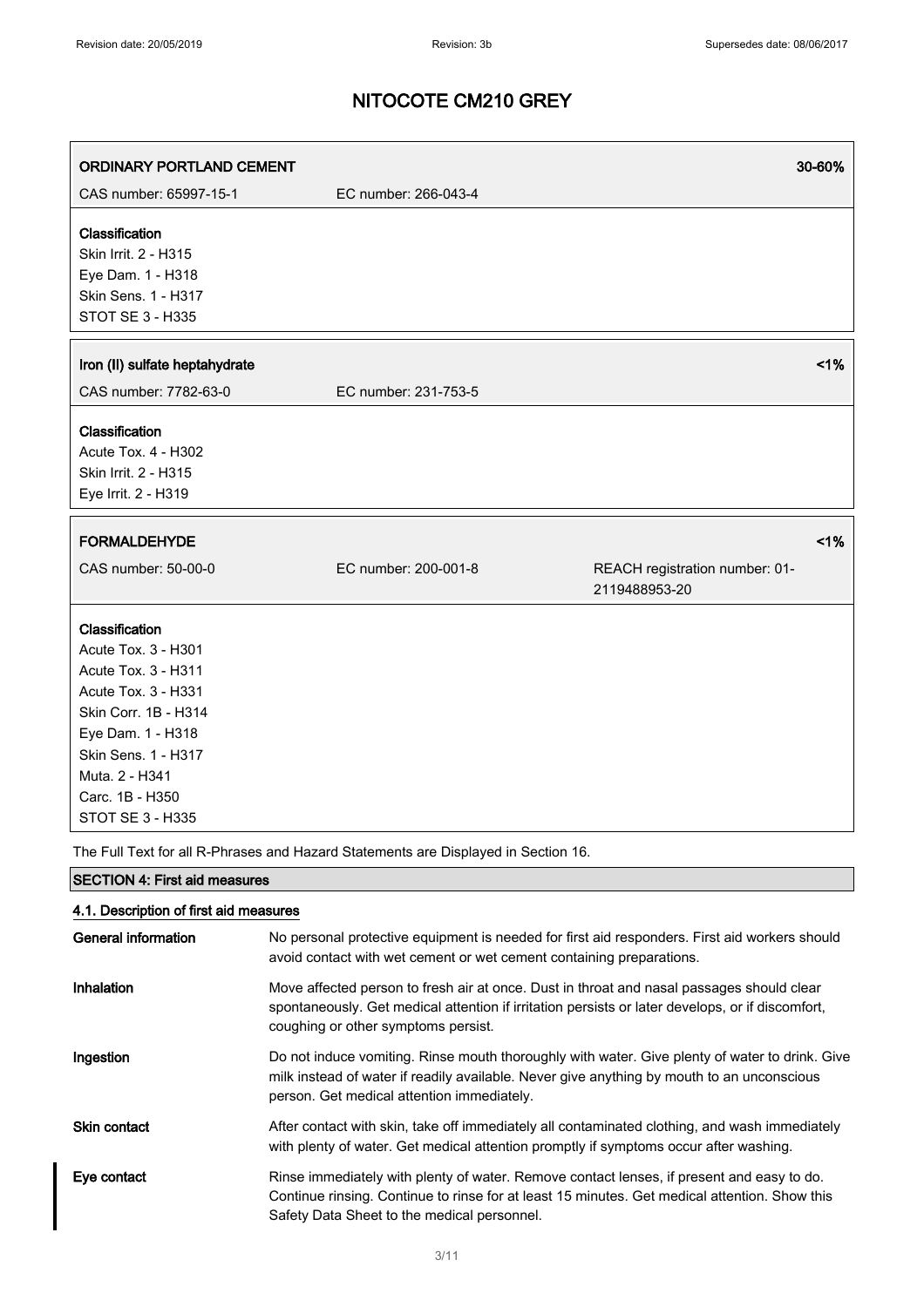# NITOCOTE CM210 GREY

| ORDINARY PORTLAND CEMENT | | 30-60% |
|---|---|---|
| CAS number: 65997-15-1 | EC number: 266-043-4 | |

**Classification**
Skin Irrit. 2 - H315
Eye Dam. 1 - H318
Skin Sens. 1 - H317
STOT SE 3 - H335

| Iron (II) sulfate heptahydrate | | <1% |
|---|---|---|
| CAS number: 7782-63-0 | EC number: 231-753-5 | |

**Classification**
Acute Tox. 4 - H302
Skin Irrit. 2 - H315
Eye Irrit. 2 - H319

| FORMALDEHYDE | | <1% |
|---|---|---|
| CAS number: 50-00-0 | EC number: 200-001-8 | REACH registration number: 01-2119488953-20 |

**Classification**
Acute Tox. 3 - H301
Acute Tox. 3 - H311
Acute Tox. 3 - H331
Skin Corr. 1B - H314
Eye Dam. 1 - H318
Skin Sens. 1 - H317
Muta. 2 - H341
Carc. 1B - H350
STOT SE 3 - H335

The Full Text for all R-Phrases and Hazard Statements are Displayed in Section 16.

## SECTION 4: First aid measures

### 4.1. Description of first aid measures

**General information**
No personal protective equipment is needed for first aid responders. First aid workers should avoid contact with wet cement or wet cement containing preparations.

**Inhalation**
Move affected person to fresh air at once. Dust in throat and nasal passages should clear spontaneously. Get medical attention if irritation persists or later develops, or if discomfort, coughing or other symptoms persist.

**Ingestion**
Do not induce vomiting. Rinse mouth thoroughly with water. Give plenty of water to drink. Give milk instead of water if readily available. Never give anything by mouth to an unconscious person. Get medical attention immediately.

**Skin contact**
After contact with skin, take off immediately all contaminated clothing, and wash immediately with plenty of water. Get medical attention promptly if symptoms occur after washing.

**Eye contact**
Rinse immediately with plenty of water. Remove contact lenses, if present and easy to do. Continue rinsing. Continue to rinse for at least 15 minutes. Get medical attention. Show this Safety Data Sheet to the medical personnel.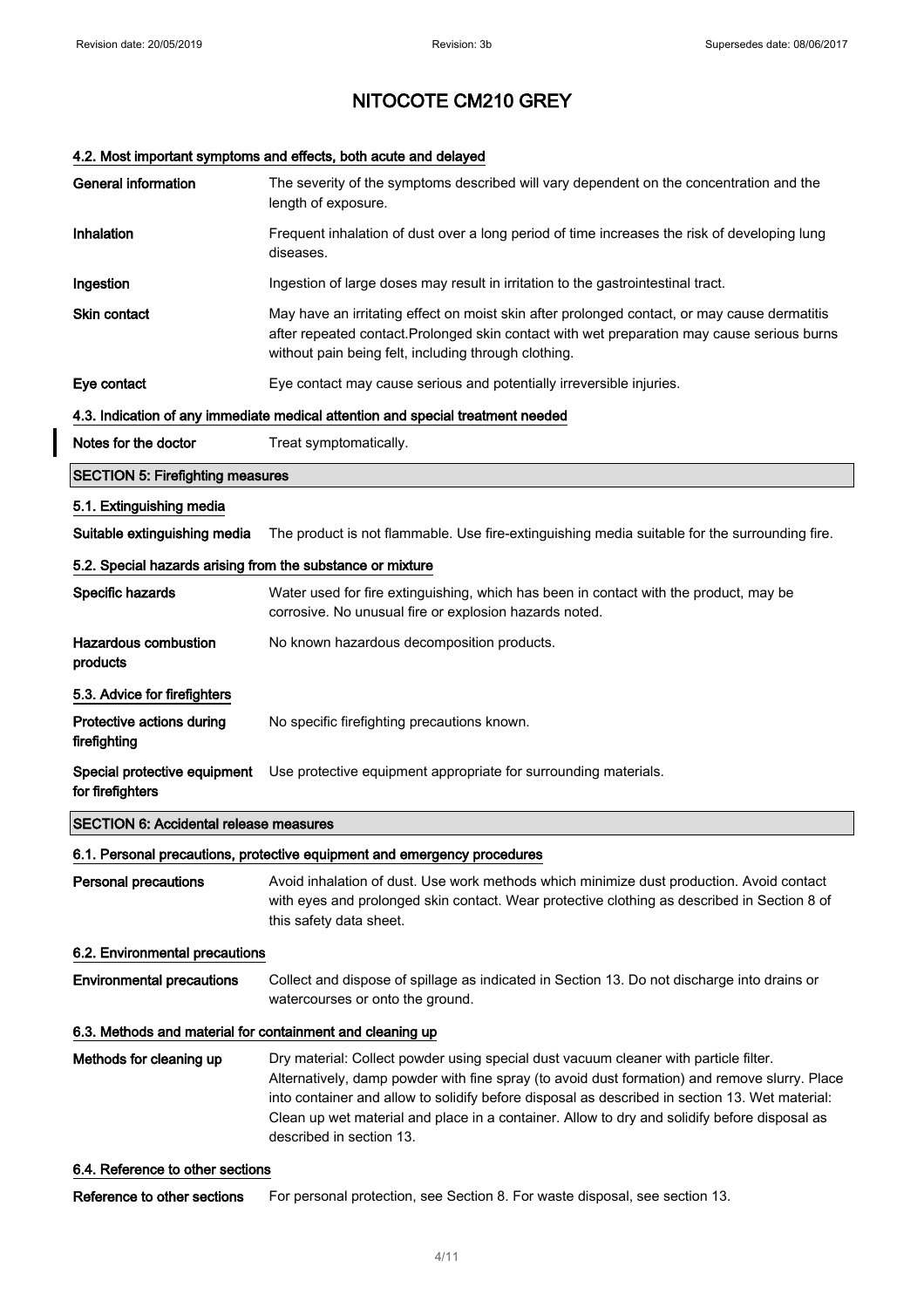# NITOCOTE CM210 GREY

### 4.2. Most important symptoms and effects, both acute and delayed

| | |
|---|---|
| **General information** | The severity of the symptoms described will vary dependent on the concentration and the length of exposure. |
| **Inhalation** | Frequent inhalation of dust over a long period of time increases the risk of developing lung diseases. |
| **Ingestion** | Ingestion of large doses may result in irritation to the gastrointestinal tract. |
| **Skin contact** | May have an irritating effect on moist skin after prolonged contact, or may cause dermatitis after repeated contact.Prolonged skin contact with wet preparation may cause serious burns without pain being felt, including through clothing. |
| **Eye contact** | Eye contact may cause serious and potentially irreversible injuries. |

### 4.3. Indication of any immediate medical attention and special treatment needed

| | |
|---|---|
| **Notes for the doctor** | Treat symptomatically. |

## SECTION 5: Firefighting measures

### 5.1. Extinguishing media

| | |
|---|---|
| **Suitable extinguishing media** | The product is not flammable. Use fire-extinguishing media suitable for the surrounding fire. |

### 5.2. Special hazards arising from the substance or mixture

| | |
|---|---|
| **Specific hazards** | Water used for fire extinguishing, which has been in contact with the product, may be corrosive. No unusual fire or explosion hazards noted. |
| **Hazardous combustion products** | No known hazardous decomposition products. |

### 5.3. Advice for firefighters

| | |
|---|---|
| **Protective actions during firefighting** | No specific firefighting precautions known. |
| **Special protective equipment for firefighters** | Use protective equipment appropriate for surrounding materials. |

## SECTION 6: Accidental release measures

### 6.1. Personal precautions, protective equipment and emergency procedures

| | |
|---|---|
| **Personal precautions** | Avoid inhalation of dust. Use work methods which minimize dust production. Avoid contact with eyes and prolonged skin contact. Wear protective clothing as described in Section 8 of this safety data sheet. |

### 6.2. Environmental precautions

| | |
|---|---|
| **Environmental precautions** | Collect and dispose of spillage as indicated in Section 13. Do not discharge into drains or watercourses or onto the ground. |

### 6.3. Methods and material for containment and cleaning up

| | |
|---|---|
| **Methods for cleaning up** | Dry material: Collect powder using special dust vacuum cleaner with particle filter. Alternatively, damp powder with fine spray (to avoid dust formation) and remove slurry. Place into container and allow to solidify before disposal as described in section 13. Wet material: Clean up wet material and place in a container. Allow to dry and solidify before disposal as described in section 13. |

### 6.4. Reference to other sections

| | |
|---|---|
| **Reference to other sections** | For personal protection, see Section 8. For waste disposal, see section 13. |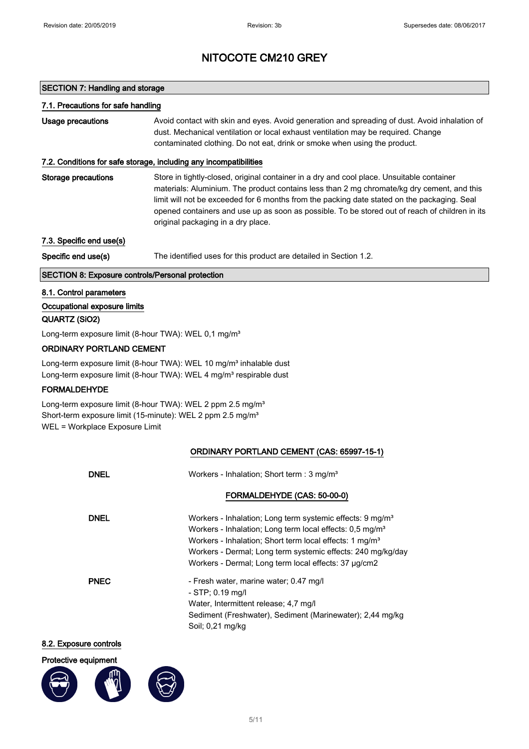# NITOCOTE CM210 GREY

## SECTION 7: Handling and storage

### 7.1. Precautions for safe handling

**Usage precautions** Avoid contact with skin and eyes. Avoid generation and spreading of dust. Avoid inhalation of dust. Mechanical ventilation or local exhaust ventilation may be required. Change contaminated clothing. Do not eat, drink or smoke when using the product.

### 7.2. Conditions for safe storage, including any incompatibilities

**Storage precautions** Store in tightly-closed, original container in a dry and cool place. Unsuitable container materials: Aluminium. The product contains less than 2 mg chromate/kg dry cement, and this limit will not be exceeded for 6 months from the packing date stated on the packaging. Seal opened containers and use up as soon as possible. To be stored out of reach of children in its original packaging in a dry place.

### 7.3. Specific end use(s)

**Specific end use(s)** The identified uses for this product are detailed in Section 1.2.

## SECTION 8: Exposure controls/Personal protection

### 8.1. Control parameters

**Occupational exposure limits**

**QUARTZ ($SiO_2$)**

Long-term exposure limit (8-hour TWA): WEL 0,1 mg/m³

**ORDINARY PORTLAND CEMENT**

Long-term exposure limit (8-hour TWA): WEL 10 mg/m³ inhalable dust
Long-term exposure limit (8-hour TWA): WEL 4 mg/m³ respirable dust

**FORMALDEHYDE**

Long-term exposure limit (8-hour TWA): WEL 2 ppm 2.5 mg/m³
Short-term exposure limit (15-minute): WEL 2 ppm 2.5 mg/m³
WEL = Workplace Exposure Limit

**ORDINARY PORTLAND CEMENT (CAS: 65997-15-1)**

**DNEL** Workers - Inhalation; Short term : 3 mg/m³

**FORMALDEHYDE (CAS: 50-00-0)**

**DNEL**
Workers - Inhalation; Long term systemic effects: 9 mg/m³
Workers - Inhalation; Long term local effects: 0,5 mg/m³
Workers - Inhalation; Short term local effects: 1 mg/m³
Workers - Dermal; Long term systemic effects: 240 mg/kg/day
Workers - Dermal; Long term local effects: 37 µg/cm2

**PNEC**
- Fresh water, marine water; 0.47 mg/l
- STP; 0.19 mg/l

Water, Intermittent release; 4,7 mg/l
Sediment (Freshwater), Sediment (Marinewater); 2,44 mg/kg
Soil; 0,21 mg/kg

### 8.2. Exposure controls

**Protective equipment**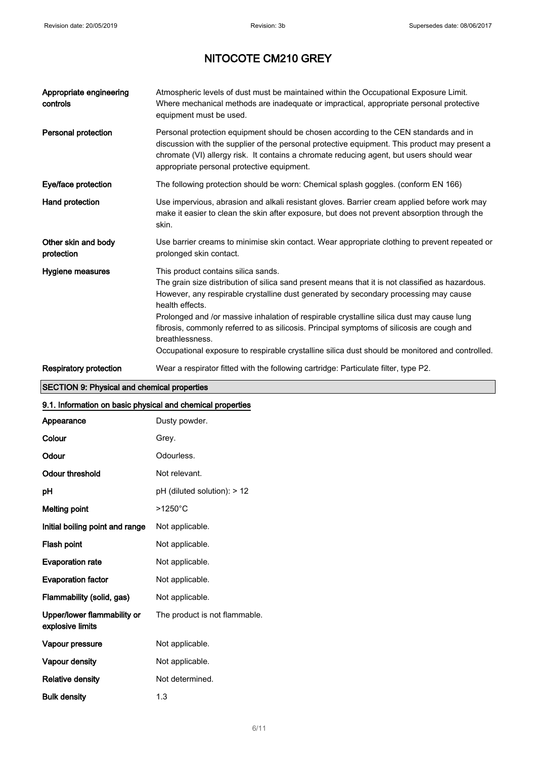# NITOCOTE CM210 GREY

| | |
|---|---|
| **Appropriate engineering controls** | Atmospheric levels of dust must be maintained within the Occupational Exposure Limit. Where mechanical methods are inadequate or impractical, appropriate personal protective equipment must be used. |
| **Personal protection** | Personal protection equipment should be chosen according to the CEN standards and in discussion with the supplier of the personal protective equipment. This product may present a chromate (VI) allergy risk. It contains a chromate reducing agent, but users should wear appropriate personal protective equipment. |
| **Eye/face protection** | The following protection should be worn: Chemical splash goggles. (conform EN 166) |
| **Hand protection** | Use impervious, abrasion and alkali resistant gloves. Barrier cream applied before work may make it easier to clean the skin after exposure, but does not prevent absorption through the skin. |
| **Other skin and body protection** | Use barrier creams to minimise skin contact. Wear appropriate clothing to prevent repeated or prolonged skin contact. |
| **Hygiene measures** | This product contains silica sands.<br>The grain size distribution of silica sand present means that it is not classified as hazardous. However, any respirable crystalline dust generated by secondary processing may cause health effects.<br>Prolonged and /or massive inhalation of respirable crystalline silica dust may cause lung fibrosis, commonly referred to as silicosis. Principal symptoms of silicosis are cough and breathlessness.<br>Occupational exposure to respirable crystalline silica dust should be monitored and controlled. |
| **Respiratory protection** | Wear a respirator fitted with the following cartridge: Particulate filter, type P2. |

## SECTION 9: Physical and chemical properties

### 9.1. Information on basic physical and chemical properties

| | |
|---|---|
| **Appearance** | Dusty powder. |
| **Colour** | Grey. |
| **Odour** | Odourless. |
| **Odour threshold** | Not relevant. |
| **pH** | pH (diluted solution): > 12 |
| **Melting point** | >1250°C |
| **Initial boiling point and range** | Not applicable. |
| **Flash point** | Not applicable. |
| **Evaporation rate** | Not applicable. |
| **Evaporation factor** | Not applicable. |
| **Flammability (solid, gas)** | Not applicable. |
| **Upper/lower flammability or explosive limits** | The product is not flammable. |
| **Vapour pressure** | Not applicable. |
| **Vapour density** | Not applicable. |
| **Relative density** | Not determined. |
| **Bulk density** | 1.3 |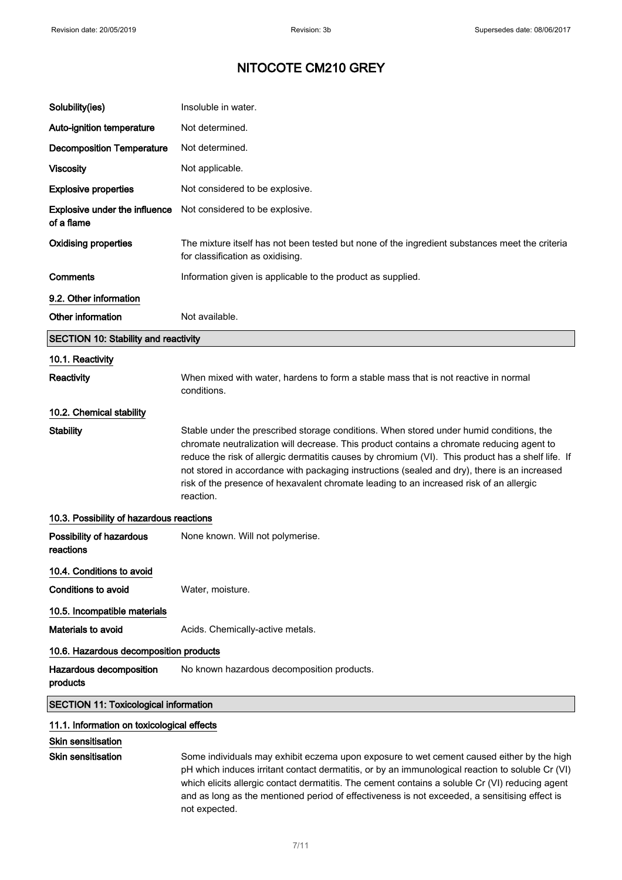# NITOCOTE CM210 GREY

| | |
|---|---|
| **Solubility(ies)** | Insoluble in water. |
| **Auto-ignition temperature** | Not determined. |
| **Decomposition Temperature** | Not determined. |
| **Viscosity** | Not applicable. |
| **Explosive properties** | Not considered to be explosive. |
| **Explosive under the influence of a flame** | Not considered to be explosive. |
| **Oxidising properties** | The mixture itself has not been tested but none of the ingredient substances meet the criteria for classification as oxidising. |
| **Comments** | Information given is applicable to the product as supplied. |

### 9.2. Other information

| | |
|---|---|
| **Other information** | Not available. |

## SECTION 10: Stability and reactivity

### 10.1. Reactivity

| | |
|---|---|
| **Reactivity** | When mixed with water, hardens to form a stable mass that is not reactive in normal conditions. |

### 10.2. Chemical stability

| | |
|---|---|
| **Stability** | Stable under the prescribed storage conditions. When stored under humid conditions, the chromate neutralization will decrease. This product contains a chromate reducing agent to reduce the risk of allergic dermatitis causes by chromium (VI). This product has a shelf life. If not stored in accordance with packaging instructions (sealed and dry), there is an increased risk of the presence of hexavalent chromate leading to an increased risk of an allergic reaction. |

### 10.3. Possibility of hazardous reactions

| | |
|---|---|
| **Possibility of hazardous reactions** | None known. Will not polymerise. |

### 10.4. Conditions to avoid

| | |
|---|---|
| **Conditions to avoid** | Water, moisture. |

### 10.5. Incompatible materials

| | |
|---|---|
| **Materials to avoid** | Acids. Chemically-active metals. |

### 10.6. Hazardous decomposition products

| | |
|---|---|
| **Hazardous decomposition products** | No known hazardous decomposition products. |

## SECTION 11: Toxicological information

### 11.1. Information on toxicological effects

**Skin sensitisation**

| | |
|---|---|
| **Skin sensitisation** | Some individuals may exhibit eczema upon exposure to wet cement caused either by the high pH which induces irritant contact dermatitis, or by an immunological reaction to soluble Cr (VI) which elicits allergic contact dermatitis. The cement contains a soluble Cr (VI) reducing agent and as long as the mentioned period of effectiveness is not exceeded, a sensitising effect is not expected. |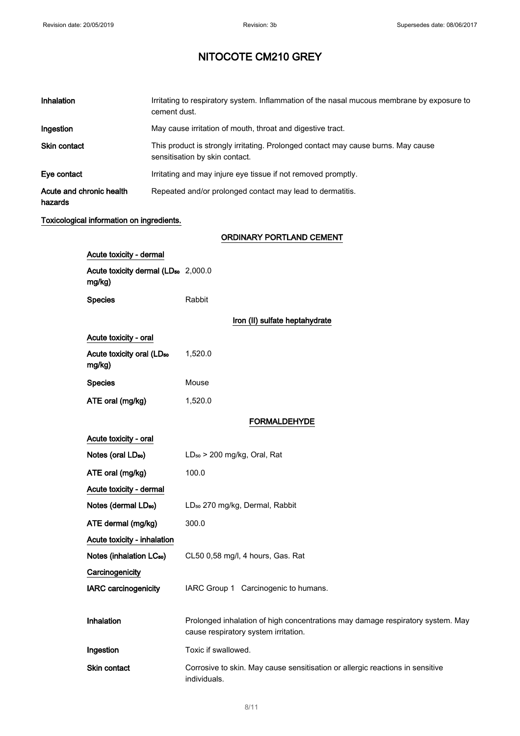# NITOCOTE CM210 GREY

| | |
|---|---|
| **Inhalation** | Irritating to respiratory system. Inflammation of the nasal mucous membrane by exposure to cement dust. |
| **Ingestion** | May cause irritation of mouth, throat and digestive tract. |
| **Skin contact** | This product is strongly irritating. Prolonged contact may cause burns. May cause sensitisation by skin contact. |
| **Eye contact** | Irritating and may injure eye tissue if not removed promptly. |
| **Acute and chronic health hazards** | Repeated and/or prolonged contact may lead to dermatitis. |

**Toxicological information on ingredients.**

**ORDINARY PORTLAND CEMENT**

**Acute toxicity - dermal**

| | |
|---|---|
| **Acute toxicity dermal ($LD_{50}$ mg/kg)** | 2,000.0 |
| **Species** | Rabbit |

**Iron (II) sulfate heptahydrate**

**Acute toxicity - oral**

| | |
|---|---|
| **Acute toxicity oral ($LD_{50}$ mg/kg)** | 1,520.0 |
| **Species** | Mouse |
| **ATE oral (mg/kg)** | 1,520.0 |

**FORMALDEHYDE**

**Acute toxicity - oral**

| | |
|---|---|
| **Notes (oral $LD_{50}$)** | $LD_{50}$ > 200 mg/kg, Oral, Rat |
| **ATE oral (mg/kg)** | 100.0 |

**Acute toxicity - dermal**

| | |
|---|---|
| **Notes (dermal $LD_{50}$)** | $LD_{50}$ 270 mg/kg, Dermal, Rabbit |
| **ATE dermal (mg/kg)** | 300.0 |

**Acute toxicity - inhalation**

| | |
|---|---|
| **Notes (inhalation $LC_{50}$)** | CL50 0,58 mg/l, 4 hours, Gas. Rat |

**Carcinogenicity**

| | |
|---|---|
| **IARC carcinogenicity** | IARC Group 1 Carcinogenic to humans. |

| | |
|---|---|
| **Inhalation** | Prolonged inhalation of high concentrations may damage respiratory system. May cause respiratory system irritation. |
| **Ingestion** | Toxic if swallowed. |
| **Skin contact** | Corrosive to skin. May cause sensitisation or allergic reactions in sensitive individuals. |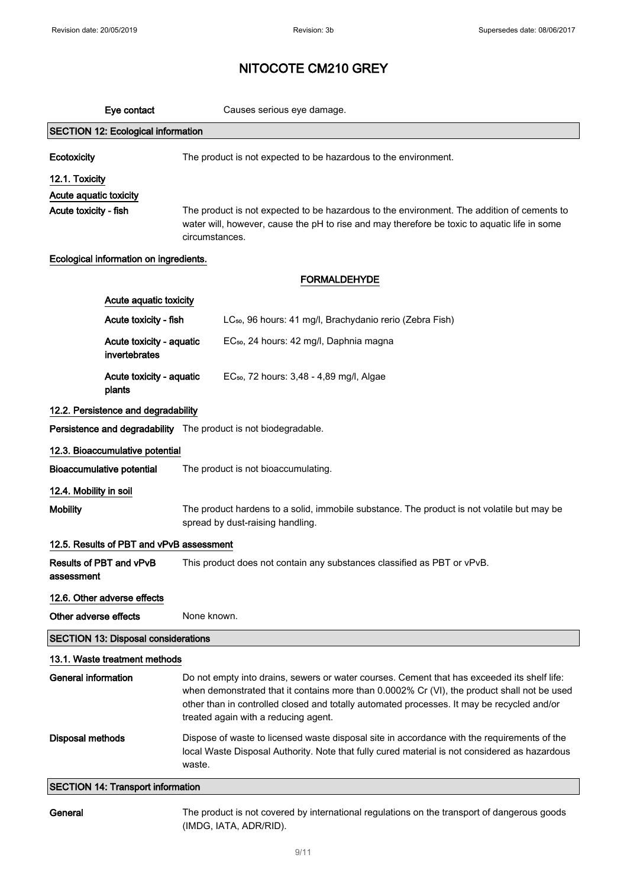# NITOCOTE CM210 GREY

**Eye contact** Causes serious eye damage.

## SECTION 12: Ecological information

**Ecotoxicity** The product is not expected to be hazardous to the environment.

### 12.1. Toxicity

**Acute aquatic toxicity**

**Acute toxicity - fish** The product is not expected to be hazardous to the environment. The addition of cements to water will, however, cause the pH to rise and may therefore be toxic to aquatic life in some circumstances.

**Ecological information on ingredients.**

**FORMALDEHYDE**

**Acute aquatic toxicity**

| | |
|---|---|
| **Acute toxicity - fish** | $LC_{50}$, 96 hours: 41 mg/l, Brachydanio rerio (Zebra Fish) |
| **Acute toxicity - aquatic invertebrates** | $EC_{50}$, 24 hours: 42 mg/l, Daphnia magna |
| **Acute toxicity - aquatic plants** | $EC_{50}$, 72 hours: 3,48 - 4,89 mg/l, Algae |

### 12.2. Persistence and degradability

**Persistence and degradability** The product is not biodegradable.

### 12.3. Bioaccumulative potential

**Bioaccumulative potential** The product is not bioaccumulating.

### 12.4. Mobility in soil

**Mobility** The product hardens to a solid, immobile substance. The product is not volatile but may be spread by dust-raising handling.

### 12.5. Results of PBT and vPvB assessment

**Results of PBT and vPvB assessment** This product does not contain any substances classified as PBT or vPvB.

### 12.6. Other adverse effects

**Other adverse effects** None known.

## SECTION 13: Disposal considerations

### 13.1. Waste treatment methods

**General information** Do not empty into drains, sewers or water courses. Cement that has exceeded its shelf life: when demonstrated that it contains more than 0.0002% Cr (VI), the product shall not be used other than in controlled closed and totally automated processes. It may be recycled and/or treated again with a reducing agent.

**Disposal methods** Dispose of waste to licensed waste disposal site in accordance with the requirements of the local Waste Disposal Authority. Note that fully cured material is not considered as hazardous waste.

## SECTION 14: Transport information

**General** The product is not covered by international regulations on the transport of dangerous goods (IMDG, IATA, ADR/RID).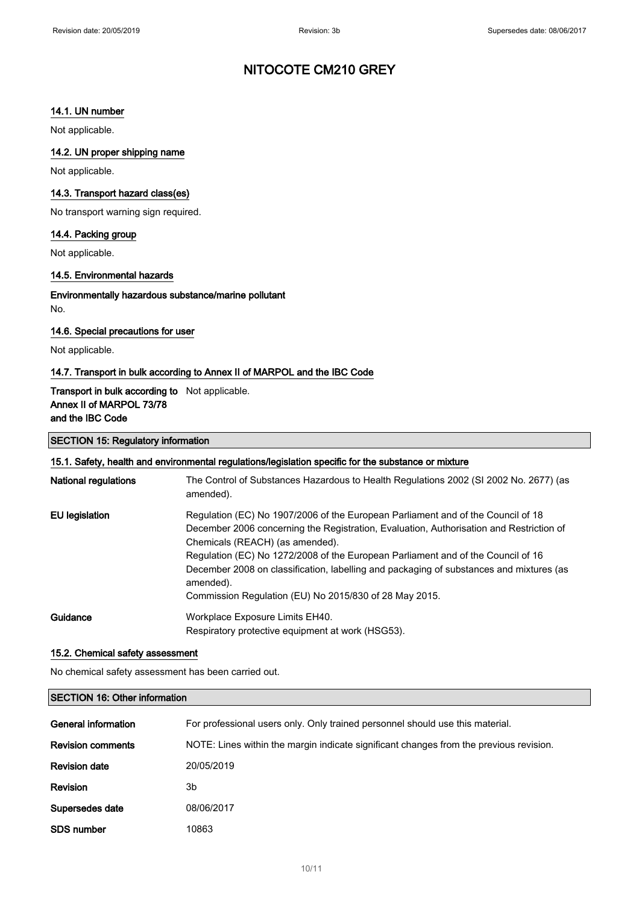# NITOCOTE CM210 GREY

### 14.1. UN number

Not applicable.

### 14.2. UN proper shipping name

Not applicable.

### 14.3. Transport hazard class(es)

No transport warning sign required.

### 14.4. Packing group

Not applicable.

### 14.5. Environmental hazards

**Environmentally hazardous substance/marine pollutant**

No.

### 14.6. Special precautions for user

Not applicable.

### 14.7. Transport in bulk according to Annex II of MARPOL and the IBC Code

| | |
|---|---|
| **Transport in bulk according to Annex II of MARPOL 73/78 and the IBC Code** | Not applicable. |

## SECTION 15: Regulatory information

### 15.1. Safety, health and environmental regulations/legislation specific for the substance or mixture

| | |
|---|---|
| **National regulations** | The Control of Substances Hazardous to Health Regulations 2002 (SI 2002 No. 2677) (as amended). |
| **EU legislation** | Regulation (EC) No 1907/2006 of the European Parliament and of the Council of 18 December 2006 concerning the Registration, Evaluation, Authorisation and Restriction of Chemicals (REACH) (as amended).<br>Regulation (EC) No 1272/2008 of the European Parliament and of the Council of 16 December 2008 on classification, labelling and packaging of substances and mixtures (as amended).<br>Commission Regulation (EU) No 2015/830 of 28 May 2015. |
| **Guidance** | Workplace Exposure Limits EH40.<br>Respiratory protective equipment at work (HSG53). |

### 15.2. Chemical safety assessment

No chemical safety assessment has been carried out.

## SECTION 16: Other information

| | |
|---|---|
| **General information** | For professional users only. Only trained personnel should use this material. |
| **Revision comments** | NOTE: Lines within the margin indicate significant changes from the previous revision. |
| **Revision date** | 20/05/2019 |
| **Revision** | 3b |
| **Supersedes date** | 08/06/2017 |
| **SDS number** | 10863 |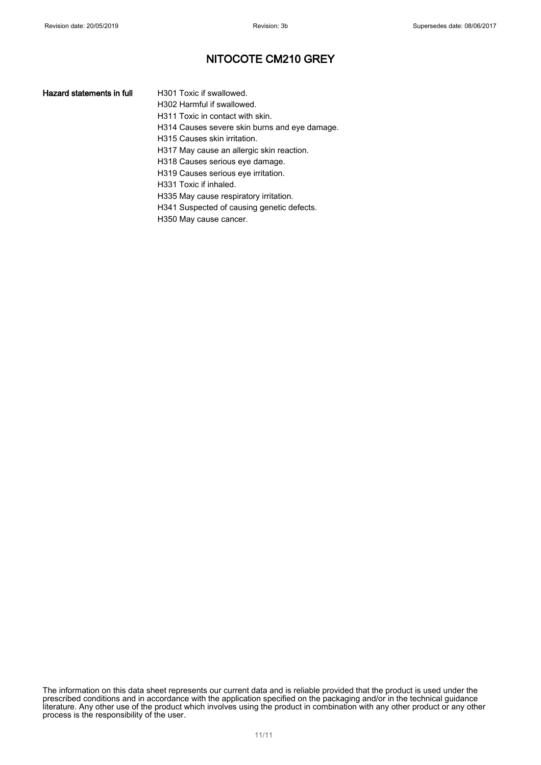# NITOCOTE CM210 GREY

**Hazard statements in full**

H301 Toxic if swallowed.
H302 Harmful if swallowed.
H311 Toxic in contact with skin.
H314 Causes severe skin burns and eye damage.
H315 Causes skin irritation.
H317 May cause an allergic skin reaction.
H318 Causes serious eye damage.
H319 Causes serious eye irritation.
H331 Toxic if inhaled.
H335 May cause respiratory irritation.
H341 Suspected of causing genetic defects.
H350 May cause cancer.

The information on this data sheet represents our current data and is reliable provided that the product is used under the prescribed conditions and in accordance with the application specified on the packaging and/or in the technical guidance literature. Any other use of the product which involves using the product in combination with any other product or any other process is the responsibility of the user.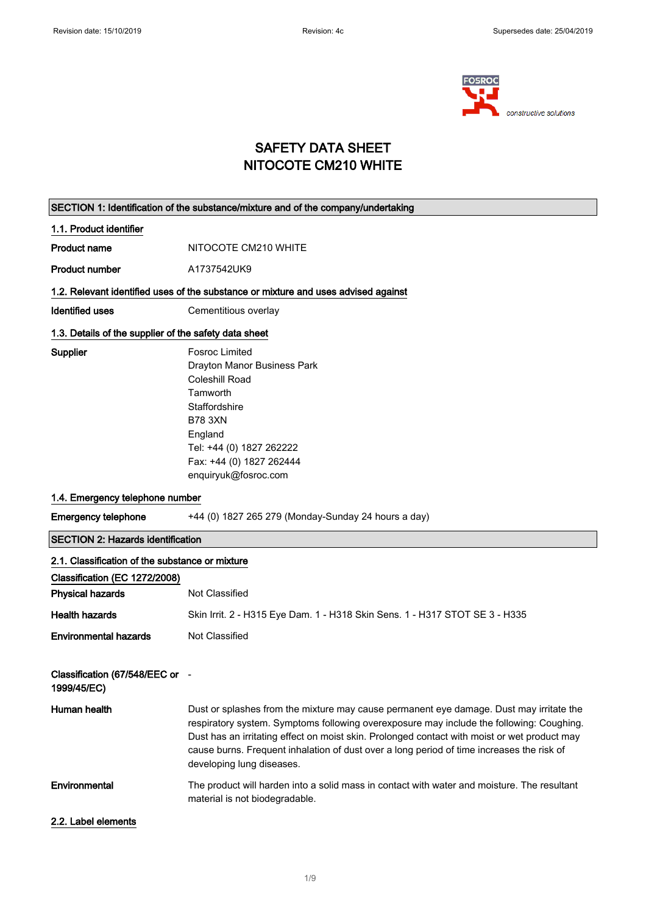# SAFETY DATA SHEET
# NITOCOTE CM210 WHITE

## SECTION 1: Identification of the substance/mixture and of the company/undertaking

### 1.1. Product identifier

**Product name** NITOCOTE CM210 WHITE

**Product number** A1737542UK9

### 1.2. Relevant identified uses of the substance or mixture and uses advised against

**Identified uses** Cementitious overlay

### 1.3. Details of the supplier of the safety data sheet

**Supplier**
Fosroc Limited
Drayton Manor Business Park
Coleshill Road
Tamworth
Staffordshire
B78 3XN
England
Tel: +44 (0) 1827 262222
Fax: +44 (0) 1827 262444
enquiryuk@fosroc.com

### 1.4. Emergency telephone number

**Emergency telephone** +44 (0) 1827 265 279 (Monday-Sunday 24 hours a day)

## SECTION 2: Hazards identification

### 2.1. Classification of the substance or mixture

**Classification (EC 1272/2008)**

**Physical hazards** Not Classified

**Health hazards** Skin Irrit. 2 - H315 Eye Dam. 1 - H318 Skin Sens. 1 - H317 STOT SE 3 - H335

**Environmental hazards** Not Classified

**Classification (67/548/EEC or 1999/45/EC)** -

**Human health** Dust or splashes from the mixture may cause permanent eye damage. Dust may irritate the respiratory system. Symptoms following overexposure may include the following: Coughing. Dust has an irritating effect on moist skin. Prolonged contact with moist or wet product may cause burns. Frequent inhalation of dust over a long period of time increases the risk of developing lung diseases.

**Environmental** The product will harden into a solid mass in contact with water and moisture. The resultant material is not biodegradable.

### 2.2. Label elements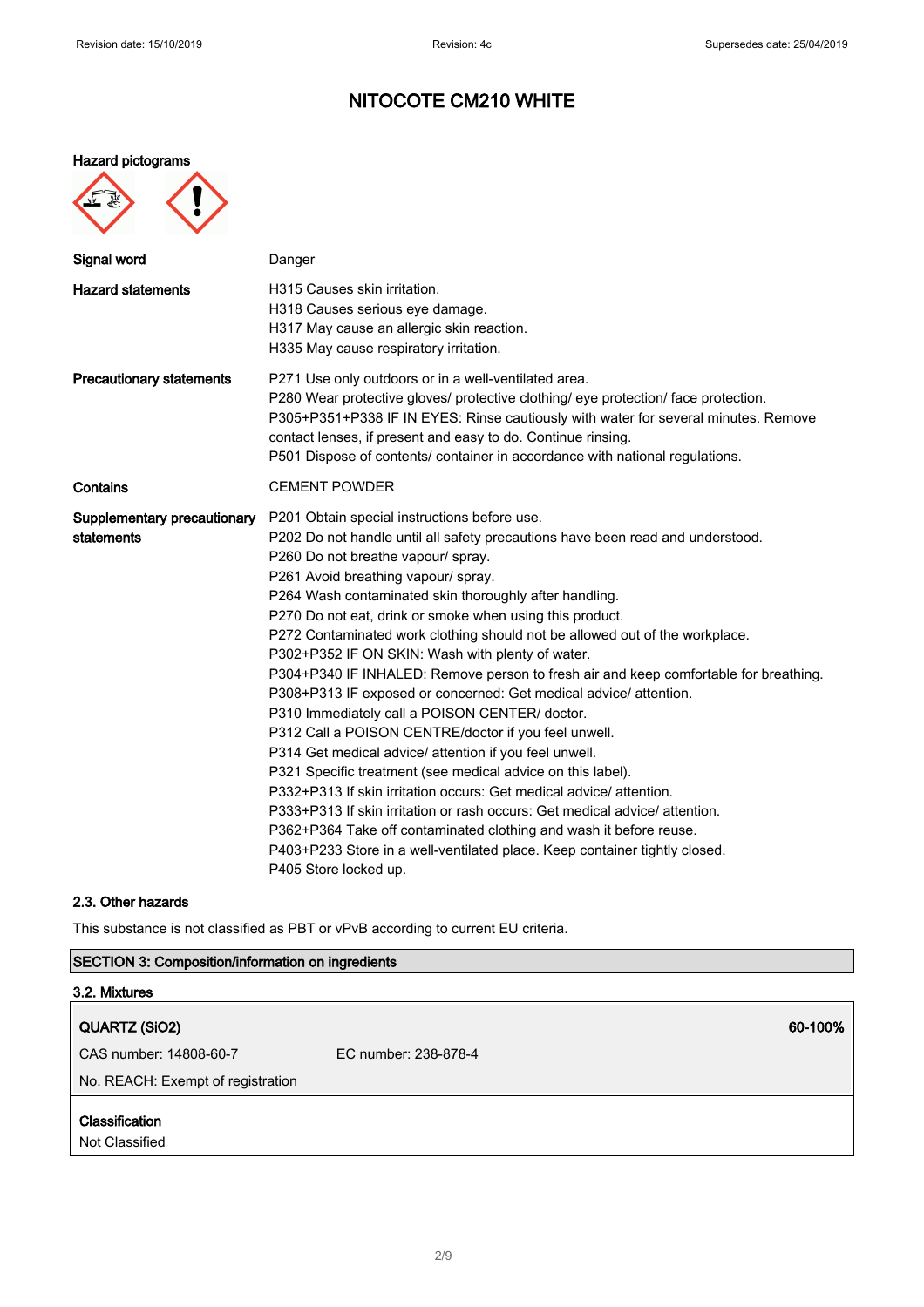Revision date: 15/10/2019 | Revision: 4c | Supersedes date: 25/04/2019

# NITOCOTE CM210 WHITE

**Hazard pictograms**

**Signal word** Danger

**Hazard statements**

H315 Causes skin irritation.
H318 Causes serious eye damage.
H317 May cause an allergic skin reaction.
H335 May cause respiratory irritation.

**Precautionary statements**

P271 Use only outdoors or in a well-ventilated area.
P280 Wear protective gloves/ protective clothing/ eye protection/ face protection.
P305+P351+P338 IF IN EYES: Rinse cautiously with water for several minutes. Remove contact lenses, if present and easy to do. Continue rinsing.
P501 Dispose of contents/ container in accordance with national regulations.

**Contains** CEMENT POWDER

**Supplementary precautionary statements**

P201 Obtain special instructions before use.
P202 Do not handle until all safety precautions have been read and understood.
P260 Do not breathe vapour/ spray.
P261 Avoid breathing vapour/ spray.
P264 Wash contaminated skin thoroughly after handling.
P270 Do not eat, drink or smoke when using this product.
P272 Contaminated work clothing should not be allowed out of the workplace.
P302+P352 IF ON SKIN: Wash with plenty of water.
P304+P340 IF INHALED: Remove person to fresh air and keep comfortable for breathing.
P308+P313 IF exposed or concerned: Get medical advice/ attention.
P310 Immediately call a POISON CENTER/ doctor.
P312 Call a POISON CENTRE/doctor if you feel unwell.
P314 Get medical advice/ attention if you feel unwell.
P321 Specific treatment (see medical advice on this label).
P332+P313 If skin irritation occurs: Get medical advice/ attention.
P333+P313 If skin irritation or rash occurs: Get medical advice/ attention.
P362+P364 Take off contaminated clothing and wash it before reuse.
P403+P233 Store in a well-ventilated place. Keep container tightly closed.
P405 Store locked up.

### 2.3. Other hazards

This substance is not classified as PBT or vPvB according to current EU criteria.

## SECTION 3: Composition/information on ingredients

### 3.2. Mixtures

**QUARTZ ($SiO_2$)** — **60-100%**

CAS number: 14808-60-7 | EC number: 238-878-4

No. REACH: Exempt of registration

**Classification**
Not Classified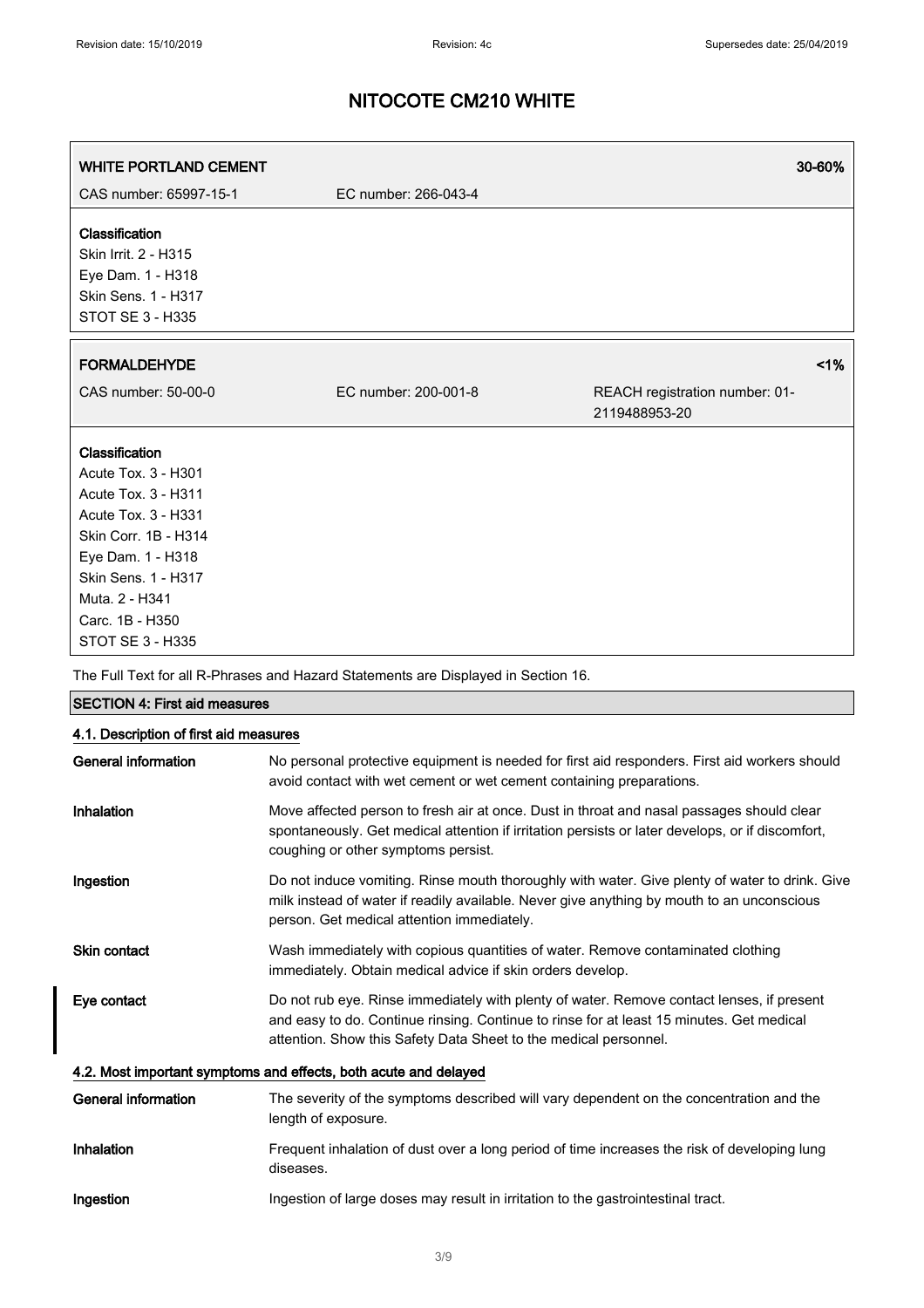# NITOCOTE CM210 WHITE

| WHITE PORTLAND CEMENT | | 30-60% |
|---|---|---|
| CAS number: 65997-15-1 | EC number: 266-043-4 | |

**Classification**
Skin Irrit. 2 - H315
Eye Dam. 1 - H318
Skin Sens. 1 - H317
STOT SE 3 - H335

| FORMALDEHYDE | | <1% |
|---|---|---|
| CAS number: 50-00-0 | EC number: 200-001-8 | REACH registration number: 01-2119488953-20 |

**Classification**
Acute Tox. 3 - H301
Acute Tox. 3 - H311
Acute Tox. 3 - H331
Skin Corr. 1B - H314
Eye Dam. 1 - H318
Skin Sens. 1 - H317
Muta. 2 - H341
Carc. 1B - H350
STOT SE 3 - H335

The Full Text for all R-Phrases and Hazard Statements are Displayed in Section 16.

## SECTION 4: First aid measures

### 4.1. Description of first aid measures

**General information** No personal protective equipment is needed for first aid responders. First aid workers should avoid contact with wet cement or wet cement containing preparations.

**Inhalation** Move affected person to fresh air at once. Dust in throat and nasal passages should clear spontaneously. Get medical attention if irritation persists or later develops, or if discomfort, coughing or other symptoms persist.

**Ingestion** Do not induce vomiting. Rinse mouth thoroughly with water. Give plenty of water to drink. Give milk instead of water if readily available. Never give anything by mouth to an unconscious person. Get medical attention immediately.

**Skin contact** Wash immediately with copious quantities of water. Remove contaminated clothing immediately. Obtain medical advice if skin orders develop.

**Eye contact** Do not rub eye. Rinse immediately with plenty of water. Remove contact lenses, if present and easy to do. Continue rinsing. Continue to rinse for at least 15 minutes. Get medical attention. Show this Safety Data Sheet to the medical personnel.

### 4.2. Most important symptoms and effects, both acute and delayed

**General information** The severity of the symptoms described will vary dependent on the concentration and the length of exposure.

**Inhalation** Frequent inhalation of dust over a long period of time increases the risk of developing lung diseases.

**Ingestion** Ingestion of large doses may result in irritation to the gastrointestinal tract.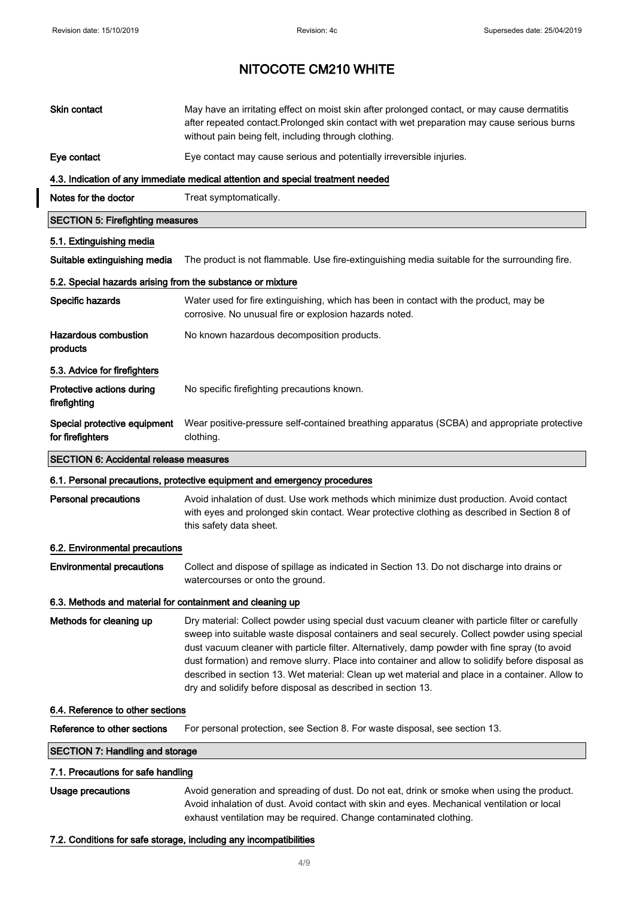| | |
|---|---|
| **Skin contact** | May have an irritating effect on moist skin after prolonged contact, or may cause dermatitis after repeated contact.Prolonged skin contact with wet preparation may cause serious burns without pain being felt, including through clothing. |
| **Eye contact** | Eye contact may cause serious and potentially irreversible injuries. |

#### 4.3. Indication of any immediate medical attention and special treatment needed

| | |
|---|---|
| **Notes for the doctor** | Treat symptomatically. |

### SECTION 5: Firefighting measures

#### 5.1. Extinguishing media

| | |
|---|---|
| **Suitable extinguishing media** | The product is not flammable. Use fire-extinguishing media suitable for the surrounding fire. |

#### 5.2. Special hazards arising from the substance or mixture

| | |
|---|---|
| **Specific hazards** | Water used for fire extinguishing, which has been in contact with the product, may be corrosive. No unusual fire or explosion hazards noted. |
| **Hazardous combustion products** | No known hazardous decomposition products. |

#### 5.3. Advice for firefighters

| | |
|---|---|
| **Protective actions during firefighting** | No specific firefighting precautions known. |
| **Special protective equipment for firefighters** | Wear positive-pressure self-contained breathing apparatus (SCBA) and appropriate protective clothing. |

### SECTION 6: Accidental release measures

#### 6.1. Personal precautions, protective equipment and emergency procedures

| | |
|---|---|
| **Personal precautions** | Avoid inhalation of dust. Use work methods which minimize dust production. Avoid contact with eyes and prolonged skin contact. Wear protective clothing as described in Section 8 of this safety data sheet. |

#### 6.2. Environmental precautions

| | |
|---|---|
| **Environmental precautions** | Collect and dispose of spillage as indicated in Section 13. Do not discharge into drains or watercourses or onto the ground. |

#### 6.3. Methods and material for containment and cleaning up

| | |
|---|---|
| **Methods for cleaning up** | Dry material: Collect powder using special dust vacuum cleaner with particle filter or carefully sweep into suitable waste disposal containers and seal securely. Collect powder using special dust vacuum cleaner with particle filter. Alternatively, damp powder with fine spray (to avoid dust formation) and remove slurry. Place into container and allow to solidify before disposal as described in section 13. Wet material: Clean up wet material and place in a container. Allow to dry and solidify before disposal as described in section 13. |

#### 6.4. Reference to other sections

| | |
|---|---|
| **Reference to other sections** | For personal protection, see Section 8. For waste disposal, see section 13. |

### SECTION 7: Handling and storage

#### 7.1. Precautions for safe handling

| | |
|---|---|
| **Usage precautions** | Avoid generation and spreading of dust. Do not eat, drink or smoke when using the product. Avoid inhalation of dust. Avoid contact with skin and eyes. Mechanical ventilation or local exhaust ventilation may be required. Change contaminated clothing. |

#### 7.2. Conditions for safe storage, including any incompatibilities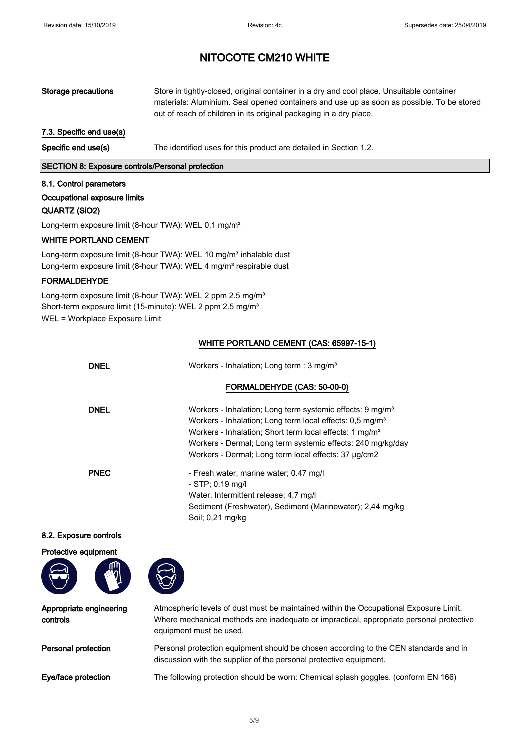# NITOCOTE CM210 WHITE

**Storage precautions** Store in tightly-closed, original container in a dry and cool place. Unsuitable container materials: Aluminium. Seal opened containers and use up as soon as possible. To be stored out of reach of children in its original packaging in a dry place.

### 7.3. Specific end use(s)

**Specific end use(s)** The identified uses for this product are detailed in Section 1.2.

## SECTION 8: Exposure controls/Personal protection

### 8.1. Control parameters

#### Occupational exposure limits

**QUARTZ ($SiO_2$)**

Long-term exposure limit (8-hour TWA): WEL 0,1 mg/m³

**WHITE PORTLAND CEMENT**

Long-term exposure limit (8-hour TWA): WEL 10 mg/m³ inhalable dust
Long-term exposure limit (8-hour TWA): WEL 4 mg/m³ respirable dust

**FORMALDEHYDE**

Long-term exposure limit (8-hour TWA): WEL 2 ppm 2.5 mg/m³
Short-term exposure limit (15-minute): WEL 2 ppm 2.5 mg/m³
WEL = Workplace Exposure Limit

**WHITE PORTLAND CEMENT (CAS: 65997-15-1)**

**DNEL** Workers - Inhalation; Long term : 3 mg/m³

**FORMALDEHYDE (CAS: 50-00-0)**

**DNEL**
Workers - Inhalation; Long term systemic effects: 9 mg/m³
Workers - Inhalation; Long term local effects: 0,5 mg/m³
Workers - Inhalation; Short term local effects: 1 mg/m³
Workers - Dermal; Long term systemic effects: 240 mg/kg/day
Workers - Dermal; Long term local effects: 37 µg/cm2

**PNEC**
- Fresh water, marine water; 0.47 mg/l
- STP; 0.19 mg/l
Water, Intermittent release; 4,7 mg/l
Sediment (Freshwater), Sediment (Marinewater); 2,44 mg/kg
Soil; 0,21 mg/kg

### 8.2. Exposure controls

#### Protective equipment

**Appropriate engineering controls** Atmospheric levels of dust must be maintained within the Occupational Exposure Limit. Where mechanical methods are inadequate or impractical, appropriate personal protective equipment must be used.

**Personal protection** Personal protection equipment should be chosen according to the CEN standards and in discussion with the supplier of the personal protective equipment.

**Eye/face protection** The following protection should be worn: Chemical splash goggles. (conform EN 166)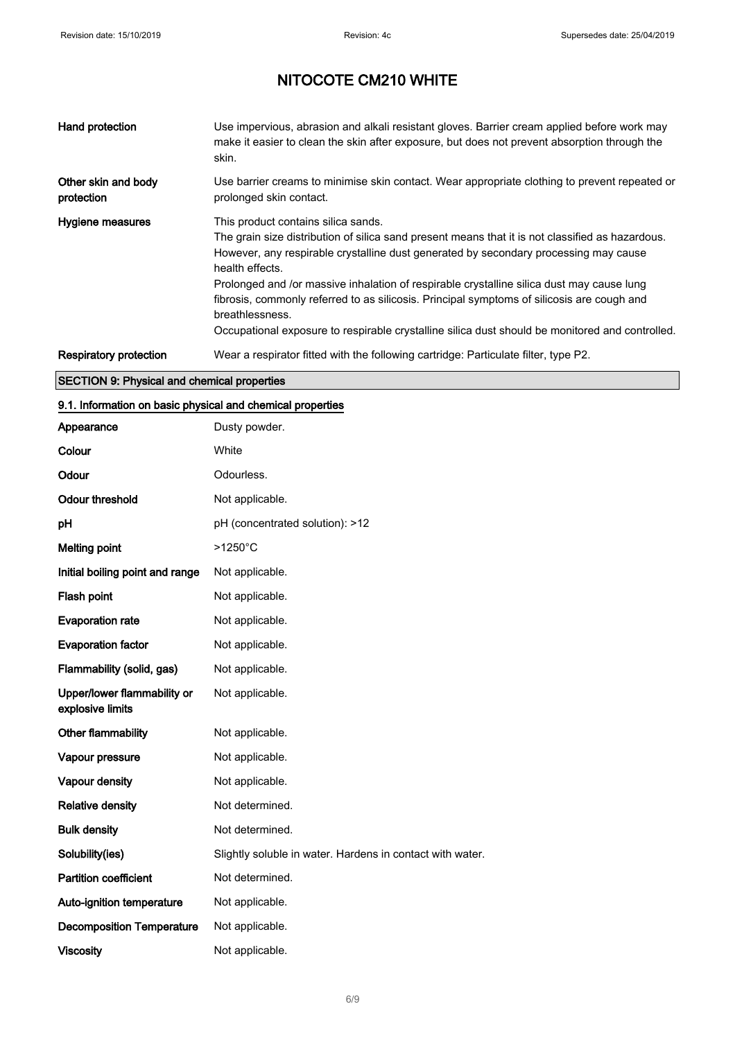# NITOCOTE CM210 WHITE

| | |
|---|---|
| **Hand protection** | Use impervious, abrasion and alkali resistant gloves. Barrier cream applied before work may make it easier to clean the skin after exposure, but does not prevent absorption through the skin. |
| **Other skin and body protection** | Use barrier creams to minimise skin contact. Wear appropriate clothing to prevent repeated or prolonged skin contact. |
| **Hygiene measures** | This product contains silica sands.<br>The grain size distribution of silica sand present means that it is not classified as hazardous. However, any respirable crystalline dust generated by secondary processing may cause health effects.<br>Prolonged and /or massive inhalation of respirable crystalline silica dust may cause lung fibrosis, commonly referred to as silicosis. Principal symptoms of silicosis are cough and breathlessness.<br>Occupational exposure to respirable crystalline silica dust should be monitored and controlled. |
| **Respiratory protection** | Wear a respirator fitted with the following cartridge: Particulate filter, type P2. |

## SECTION 9: Physical and chemical properties

### 9.1. Information on basic physical and chemical properties

| | |
|---|---|
| **Appearance** | Dusty powder. |
| **Colour** | White |
| **Odour** | Odourless. |
| **Odour threshold** | Not applicable. |
| **pH** | pH (concentrated solution): >12 |
| **Melting point** | >1250°C |
| **Initial boiling point and range** | Not applicable. |
| **Flash point** | Not applicable. |
| **Evaporation rate** | Not applicable. |
| **Evaporation factor** | Not applicable. |
| **Flammability (solid, gas)** | Not applicable. |
| **Upper/lower flammability or explosive limits** | Not applicable. |
| **Other flammability** | Not applicable. |
| **Vapour pressure** | Not applicable. |
| **Vapour density** | Not applicable. |
| **Relative density** | Not determined. |
| **Bulk density** | Not determined. |
| **Solubility(ies)** | Slightly soluble in water. Hardens in contact with water. |
| **Partition coefficient** | Not determined. |
| **Auto-ignition temperature** | Not applicable. |
| **Decomposition Temperature** | Not applicable. |
| **Viscosity** | Not applicable. |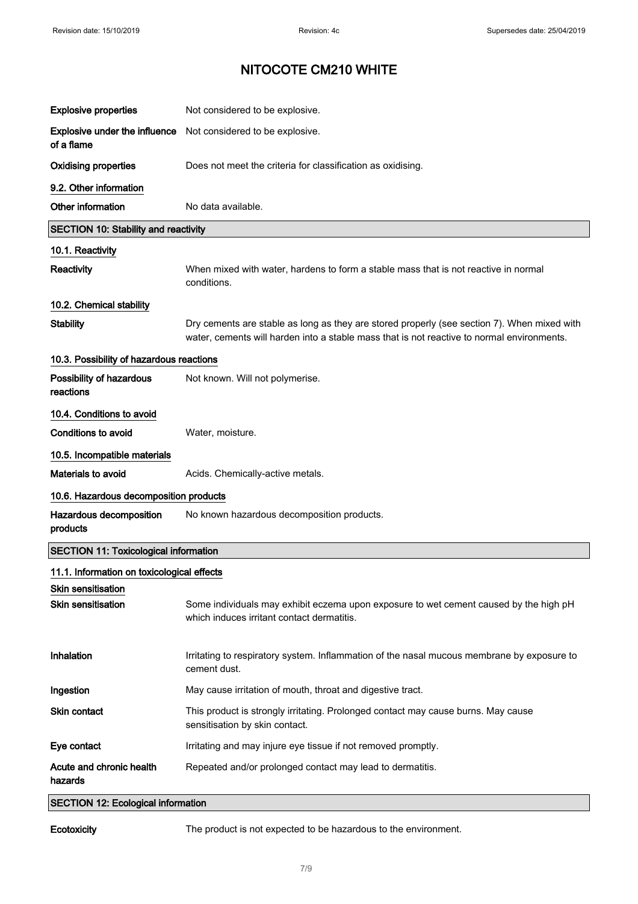| | |
|---|---|
| **Explosive properties** | Not considered to be explosive. |
| **Explosive under the influence of a flame** | Not considered to be explosive. |
| **Oxidising properties** | Does not meet the criteria for classification as oxidising. |

### 9.2. Other information

| | |
|---|---|
| **Other information** | No data available. |

## SECTION 10: Stability and reactivity

### 10.1. Reactivity

| | |
|---|---|
| **Reactivity** | When mixed with water, hardens to form a stable mass that is not reactive in normal conditions. |

### 10.2. Chemical stability

| | |
|---|---|
| **Stability** | Dry cements are stable as long as they are stored properly (see section 7). When mixed with water, cements will harden into a stable mass that is not reactive to normal environments. |

### 10.3. Possibility of hazardous reactions

| | |
|---|---|
| **Possibility of hazardous reactions** | Not known. Will not polymerise. |

### 10.4. Conditions to avoid

| | |
|---|---|
| **Conditions to avoid** | Water, moisture. |

### 10.5. Incompatible materials

| | |
|---|---|
| **Materials to avoid** | Acids. Chemically-active metals. |

### 10.6. Hazardous decomposition products

| | |
|---|---|
| **Hazardous decomposition products** | No known hazardous decomposition products. |

## SECTION 11: Toxicological information

### 11.1. Information on toxicological effects

**Skin sensitisation**

| | |
|---|---|
| **Skin sensitisation** | Some individuals may exhibit eczema upon exposure to wet cement caused by the high pH which induces irritant contact dermatitis. |
| **Inhalation** | Irritating to respiratory system. Inflammation of the nasal mucous membrane by exposure to cement dust. |
| **Ingestion** | May cause irritation of mouth, throat and digestive tract. |
| **Skin contact** | This product is strongly irritating. Prolonged contact may cause burns. May cause sensitisation by skin contact. |
| **Eye contact** | Irritating and may injure eye tissue if not removed promptly. |
| **Acute and chronic health hazards** | Repeated and/or prolonged contact may lead to dermatitis. |

## SECTION 12: Ecological information

| | |
|---|---|
| **Ecotoxicity** | The product is not expected to be hazardous to the environment. |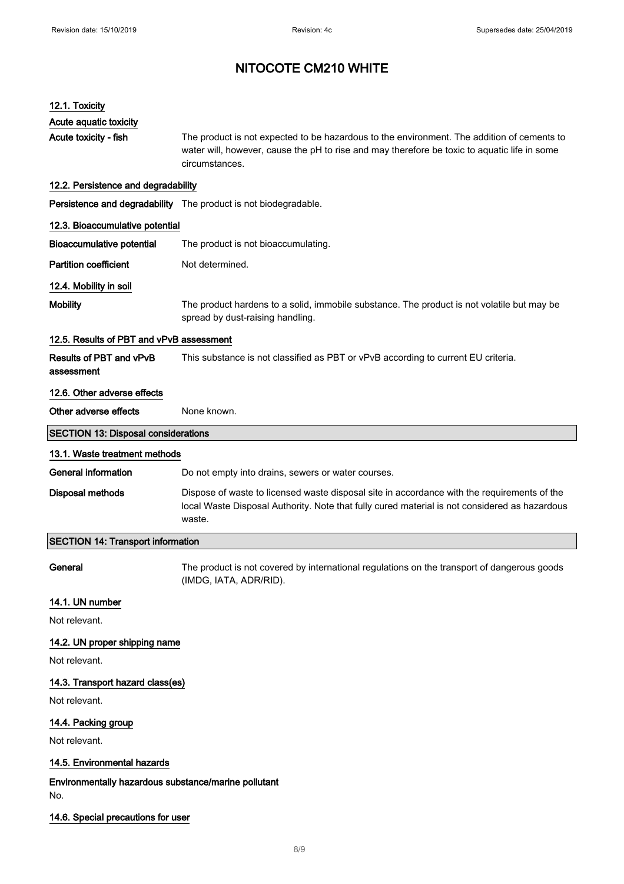# NITOCOTE CM210 WHITE

### 12.1. Toxicity

**Acute aquatic toxicity**

**Acute toxicity - fish** The product is not expected to be hazardous to the environment. The addition of cements to water will, however, cause the pH to rise and may therefore be toxic to aquatic life in some circumstances.

### 12.2. Persistence and degradability

**Persistence and degradability** The product is not biodegradable.

### 12.3. Bioaccumulative potential

**Bioaccumulative potential** The product is not bioaccumulating.

**Partition coefficient** Not determined.

### 12.4. Mobility in soil

**Mobility** The product hardens to a solid, immobile substance. The product is not volatile but may be spread by dust-raising handling.

### 12.5. Results of PBT and vPvB assessment

**Results of PBT and vPvB assessment** This substance is not classified as PBT or vPvB according to current EU criteria.

### 12.6. Other adverse effects

**Other adverse effects** None known.

## SECTION 13: Disposal considerations

### 13.1. Waste treatment methods

**General information** Do not empty into drains, sewers or water courses.

**Disposal methods** Dispose of waste to licensed waste disposal site in accordance with the requirements of the local Waste Disposal Authority. Note that fully cured material is not considered as hazardous waste.

## SECTION 14: Transport information

**General** The product is not covered by international regulations on the transport of dangerous goods (IMDG, IATA, ADR/RID).

### 14.1. UN number

Not relevant.

### 14.2. UN proper shipping name

Not relevant.

### 14.3. Transport hazard class(es)

Not relevant.

### 14.4. Packing group

Not relevant.

### 14.5. Environmental hazards

**Environmentally hazardous substance/marine pollutant**

No.

### 14.6. Special precautions for user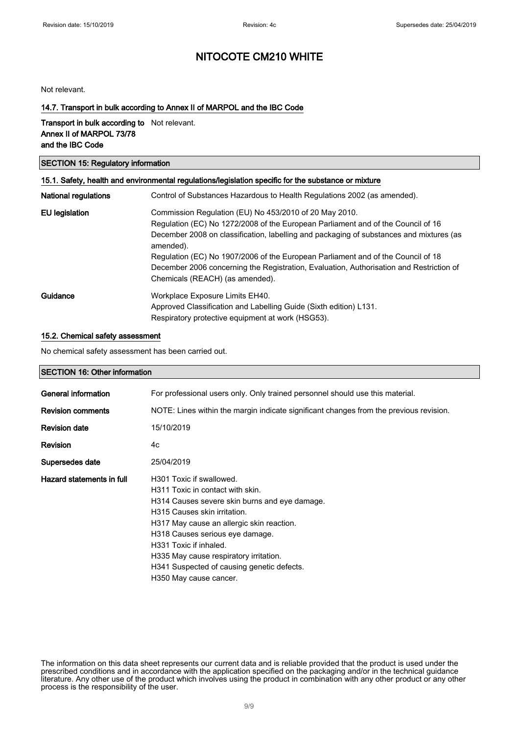# NITOCOTE CM210 WHITE

Not relevant.

### 14.7. Transport in bulk according to Annex II of MARPOL and the IBC Code

| | |
|---|---|
| **Transport in bulk according to Annex II of MARPOL 73/78 and the IBC Code** | Not relevant. |

## SECTION 15: Regulatory information

### 15.1. Safety, health and environmental regulations/legislation specific for the substance or mixture

| | |
|---|---|
| **National regulations** | Control of Substances Hazardous to Health Regulations 2002 (as amended). |
| **EU legislation** | Commission Regulation (EU) No 453/2010 of 20 May 2010.<br>Regulation (EC) No 1272/2008 of the European Parliament and of the Council of 16 December 2008 on classification, labelling and packaging of substances and mixtures (as amended).<br>Regulation (EC) No 1907/2006 of the European Parliament and of the Council of 18 December 2006 concerning the Registration, Evaluation, Authorisation and Restriction of Chemicals (REACH) (as amended). |
| **Guidance** | Workplace Exposure Limits EH40.<br>Approved Classification and Labelling Guide (Sixth edition) L131.<br>Respiratory protective equipment at work (HSG53). |

### 15.2. Chemical safety assessment

No chemical safety assessment has been carried out.

## SECTION 16: Other information

| | |
|---|---|
| **General information** | For professional users only. Only trained personnel should use this material. |
| **Revision comments** | NOTE: Lines within the margin indicate significant changes from the previous revision. |
| **Revision date** | 15/10/2019 |
| **Revision** | 4c |
| **Supersedes date** | 25/04/2019 |
| **Hazard statements in full** | H301 Toxic if swallowed.<br>H311 Toxic in contact with skin.<br>H314 Causes severe skin burns and eye damage.<br>H315 Causes skin irritation.<br>H317 May cause an allergic skin reaction.<br>H318 Causes serious eye damage.<br>H331 Toxic if inhaled.<br>H335 May cause respiratory irritation.<br>H341 Suspected of causing genetic defects.<br>H350 May cause cancer. |

The information on this data sheet represents our current data and is reliable provided that the product is used under the prescribed conditions and in accordance with the application specified on the packaging and/or in the technical guidance literature. Any other use of the product which involves using the product in combination with any other product or any other process is the responsibility of the user.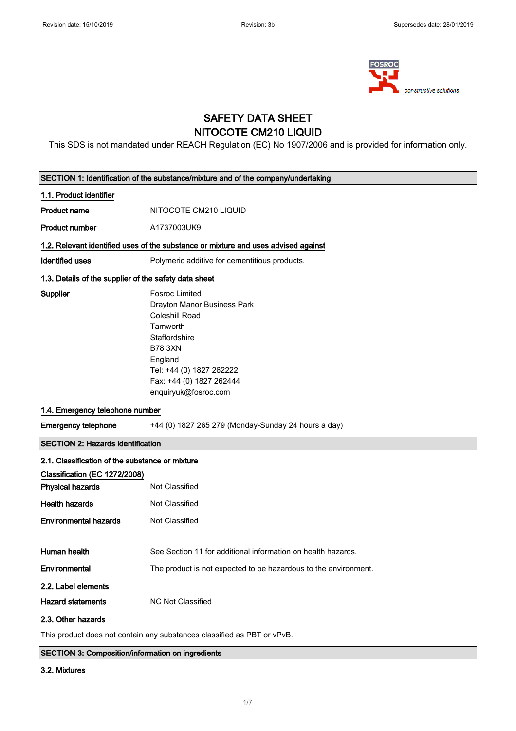Revision date: 15/10/2019 Revision: 3b Supersedes date: 28/01/2019

# SAFETY DATA SHEET
# NITOCOTE CM210 LIQUID

This SDS is not mandated under REACH Regulation (EC) No 1907/2006 and is provided for information only.

## SECTION 1: Identification of the substance/mixture and of the company/undertaking

### 1.1. Product identifier

| | |
|---|---|
| **Product name** | NITOCOTE CM210 LIQUID |
| **Product number** | A1737003UK9 |

### 1.2. Relevant identified uses of the substance or mixture and uses advised against

| | |
|---|---|
| **Identified uses** | Polymeric additive for cementitious products. |

### 1.3. Details of the supplier of the safety data sheet

**Supplier**

Fosroc Limited
Drayton Manor Business Park
Coleshill Road
Tamworth
Staffordshire
B78 3XN
England
Tel: +44 (0) 1827 262222
Fax: +44 (0) 1827 262444
enquiryuk@fosroc.com

### 1.4. Emergency telephone number

| | |
|---|---|
| **Emergency telephone** | +44 (0) 1827 265 279 (Monday-Sunday 24 hours a day) |

## SECTION 2: Hazards identification

### 2.1. Classification of the substance or mixture

**Classification (EC 1272/2008)**

| | |
|---|---|
| **Physical hazards** | Not Classified |
| **Health hazards** | Not Classified |
| **Environmental hazards** | Not Classified |
| **Human health** | See Section 11 for additional information on health hazards. |
| **Environmental** | The product is not expected to be hazardous to the environment. |

### 2.2. Label elements

| | |
|---|---|
| **Hazard statements** | NC Not Classified |

### 2.3. Other hazards

This product does not contain any substances classified as PBT or vPvB.

## SECTION 3: Composition/information on ingredients

### 3.2. Mixtures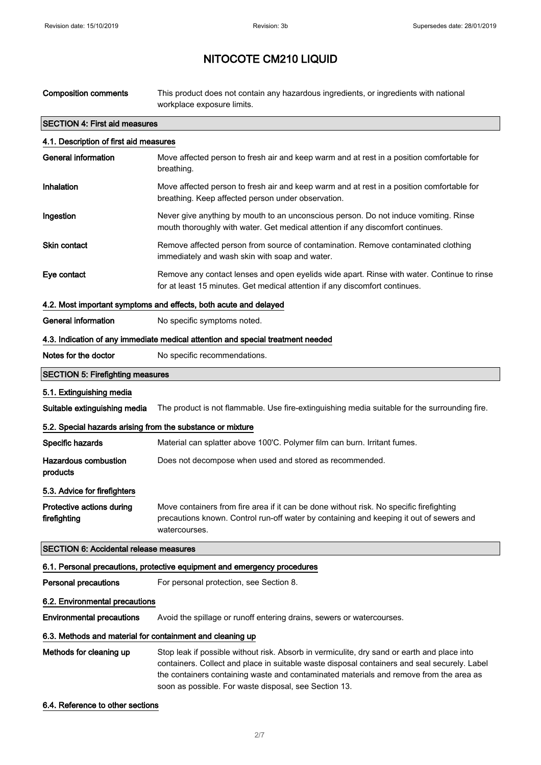# NITOCOTE CM210 LIQUID

| | |
|---|---|
| **Composition comments** | This product does not contain any hazardous ingredients, or ingredients with national workplace exposure limits. |

## SECTION 4: First aid measures

### 4.1. Description of first aid measures

| | |
|---|---|
| **General information** | Move affected person to fresh air and keep warm and at rest in a position comfortable for breathing. |
| **Inhalation** | Move affected person to fresh air and keep warm and at rest in a position comfortable for breathing. Keep affected person under observation. |
| **Ingestion** | Never give anything by mouth to an unconscious person. Do not induce vomiting. Rinse mouth thoroughly with water. Get medical attention if any discomfort continues. |
| **Skin contact** | Remove affected person from source of contamination. Remove contaminated clothing immediately and wash skin with soap and water. |
| **Eye contact** | Remove any contact lenses and open eyelids wide apart. Rinse with water. Continue to rinse for at least 15 minutes. Get medical attention if any discomfort continues. |

### 4.2. Most important symptoms and effects, both acute and delayed

| | |
|---|---|
| **General information** | No specific symptoms noted. |

### 4.3. Indication of any immediate medical attention and special treatment needed

| | |
|---|---|
| **Notes for the doctor** | No specific recommendations. |

## SECTION 5: Firefighting measures

### 5.1. Extinguishing media

| | |
|---|---|
| **Suitable extinguishing media** | The product is not flammable. Use fire-extinguishing media suitable for the surrounding fire. |

### 5.2. Special hazards arising from the substance or mixture

| | |
|---|---|
| **Specific hazards** | Material can splatter above 100'C. Polymer film can burn. Irritant fumes. |
| **Hazardous combustion products** | Does not decompose when used and stored as recommended. |

### 5.3. Advice for firefighters

| | |
|---|---|
| **Protective actions during firefighting** | Move containers from fire area if it can be done without risk. No specific firefighting precautions known. Control run-off water by containing and keeping it out of sewers and watercourses. |

## SECTION 6: Accidental release measures

### 6.1. Personal precautions, protective equipment and emergency procedures

| | |
|---|---|
| **Personal precautions** | For personal protection, see Section 8. |

### 6.2. Environmental precautions

| | |
|---|---|
| **Environmental precautions** | Avoid the spillage or runoff entering drains, sewers or watercourses. |

### 6.3. Methods and material for containment and cleaning up

| | |
|---|---|
| **Methods for cleaning up** | Stop leak if possible without risk. Absorb in vermiculite, dry sand or earth and place into containers. Collect and place in suitable waste disposal containers and seal securely. Label the containers containing waste and contaminated materials and remove from the area as soon as possible. For waste disposal, see Section 13. |

### 6.4. Reference to other sections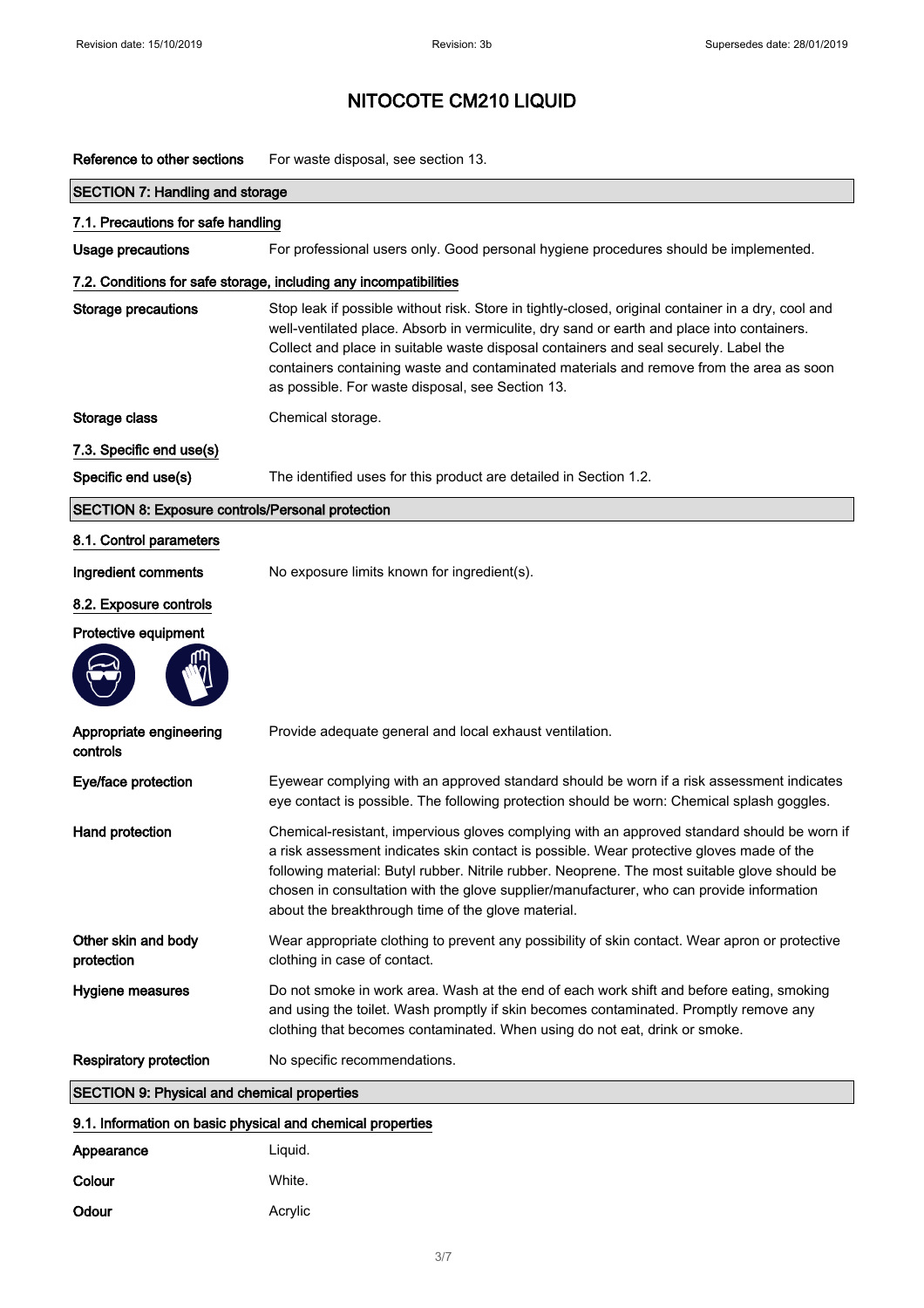# NITOCOTE CM210 LIQUID

**Reference to other sections** For waste disposal, see section 13.

## SECTION 7: Handling and storage

### 7.1. Precautions for safe handling

**Usage precautions** For professional users only. Good personal hygiene procedures should be implemented.

### 7.2. Conditions for safe storage, including any incompatibilities

**Storage precautions** Stop leak if possible without risk. Store in tightly-closed, original container in a dry, cool and well-ventilated place. Absorb in vermiculite, dry sand or earth and place into containers. Collect and place in suitable waste disposal containers and seal securely. Label the containers containing waste and contaminated materials and remove from the area as soon as possible. For waste disposal, see Section 13.

**Storage class** Chemical storage.

### 7.3. Specific end use(s)

**Specific end use(s)** The identified uses for this product are detailed in Section 1.2.

## SECTION 8: Exposure controls/Personal protection

### 8.1. Control parameters

**Ingredient comments** No exposure limits known for ingredient(s).

### 8.2. Exposure controls

**Protective equipment**

**Appropriate engineering controls** Provide adequate general and local exhaust ventilation.

**Eye/face protection** Eyewear complying with an approved standard should be worn if a risk assessment indicates eye contact is possible. The following protection should be worn: Chemical splash goggles.

**Hand protection** Chemical-resistant, impervious gloves complying with an approved standard should be worn if a risk assessment indicates skin contact is possible. Wear protective gloves made of the following material: Butyl rubber. Nitrile rubber. Neoprene. The most suitable glove should be chosen in consultation with the glove supplier/manufacturer, who can provide information about the breakthrough time of the glove material.

**Other skin and body protection** Wear appropriate clothing to prevent any possibility of skin contact. Wear apron or protective clothing in case of contact.

**Hygiene measures** Do not smoke in work area. Wash at the end of each work shift and before eating, smoking and using the toilet. Wash promptly if skin becomes contaminated. Promptly remove any clothing that becomes contaminated. When using do not eat, drink or smoke.

**Respiratory protection** No specific recommendations.

## SECTION 9: Physical and chemical properties

### 9.1. Information on basic physical and chemical properties

**Appearance** Liquid.

**Colour** White.

**Odour** Acrylic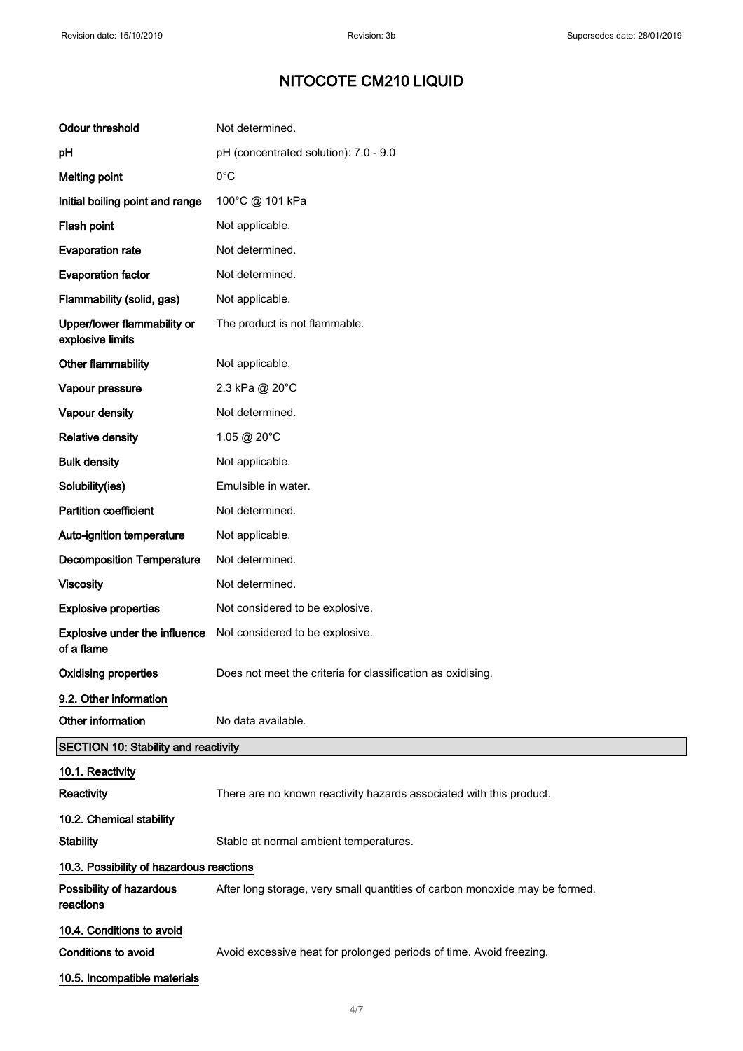# NITOCOTE CM210 LIQUID

| | |
|---|---|
| **Odour threshold** | Not determined. |
| **pH** | pH (concentrated solution): 7.0 - 9.0 |
| **Melting point** | 0°C |
| **Initial boiling point and range** | 100°C @ 101 kPa |
| **Flash point** | Not applicable. |
| **Evaporation rate** | Not determined. |
| **Evaporation factor** | Not determined. |
| **Flammability (solid, gas)** | Not applicable. |
| **Upper/lower flammability or explosive limits** | The product is not flammable. |
| **Other flammability** | Not applicable. |
| **Vapour pressure** | 2.3 kPa @ 20°C |
| **Vapour density** | Not determined. |
| **Relative density** | 1.05 @ 20°C |
| **Bulk density** | Not applicable. |
| **Solubility(ies)** | Emulsible in water. |
| **Partition coefficient** | Not determined. |
| **Auto-ignition temperature** | Not applicable. |
| **Decomposition Temperature** | Not determined. |
| **Viscosity** | Not determined. |
| **Explosive properties** | Not considered to be explosive. |
| **Explosive under the influence of a flame** | Not considered to be explosive. |
| **Oxidising properties** | Does not meet the criteria for classification as oxidising. |

### 9.2. Other information

| | |
|---|---|
| **Other information** | No data available. |

## SECTION 10: Stability and reactivity

### 10.1. Reactivity

| | |
|---|---|
| **Reactivity** | There are no known reactivity hazards associated with this product. |

### 10.2. Chemical stability

| | |
|---|---|
| **Stability** | Stable at normal ambient temperatures. |

### 10.3. Possibility of hazardous reactions

| | |
|---|---|
| **Possibility of hazardous reactions** | After long storage, very small quantities of carbon monoxide may be formed. |

### 10.4. Conditions to avoid

| | |
|---|---|
| **Conditions to avoid** | Avoid excessive heat for prolonged periods of time. Avoid freezing. |

### 10.5. Incompatible materials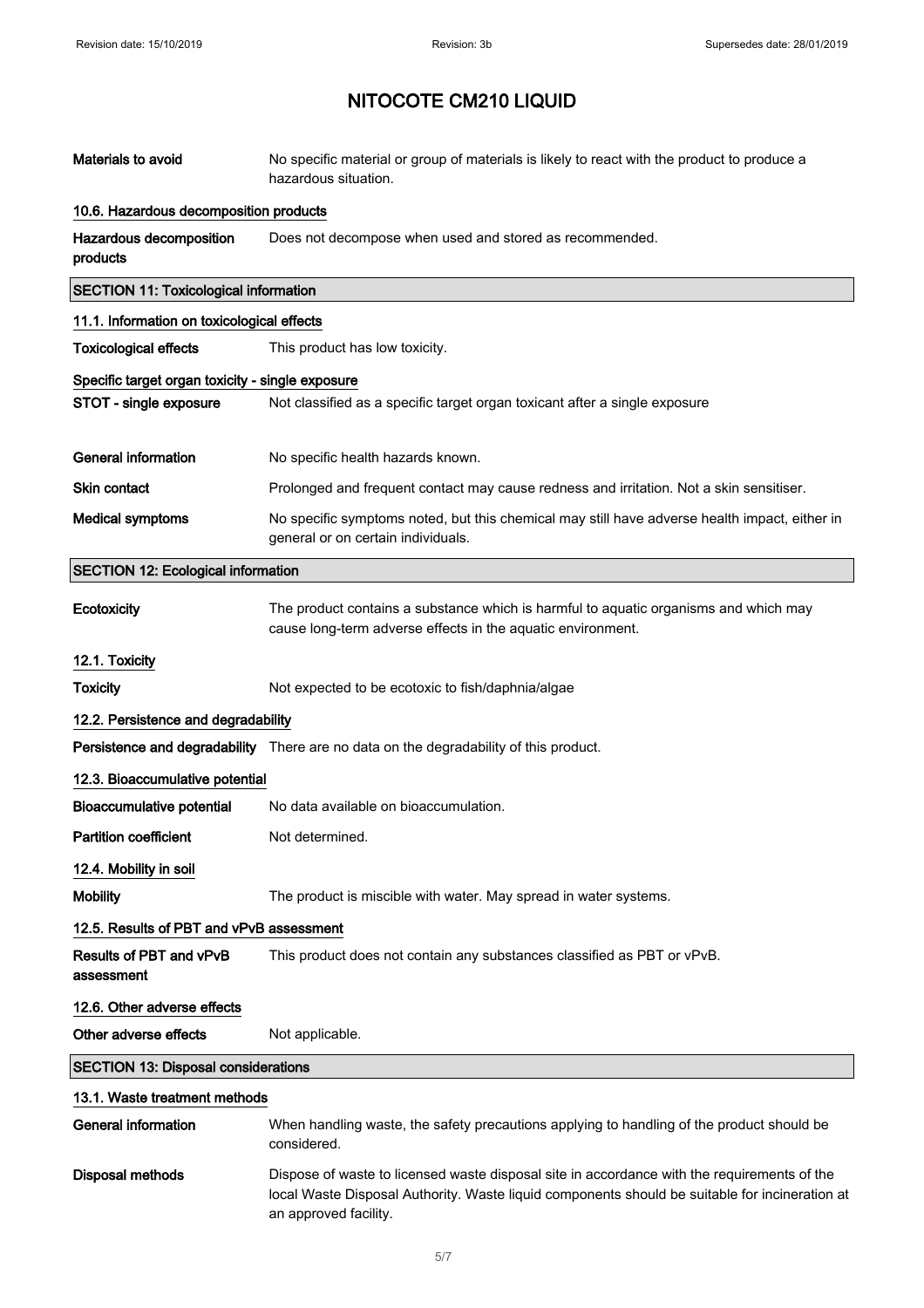# NITOCOTE CM210 LIQUID

| | |
|---|---|
| **Materials to avoid** | No specific material or group of materials is likely to react with the product to produce a hazardous situation. |

### 10.6. Hazardous decomposition products

| | |
|---|---|
| **Hazardous decomposition products** | Does not decompose when used and stored as recommended. |

## SECTION 11: Toxicological information

### 11.1. Information on toxicological effects

| | |
|---|---|
| **Toxicological effects** | This product has low toxicity. |

**Specific target organ toxicity - single exposure**

| | |
|---|---|
| **STOT - single exposure** | Not classified as a specific target organ toxicant after a single exposure |
| **General information** | No specific health hazards known. |
| **Skin contact** | Prolonged and frequent contact may cause redness and irritation. Not a skin sensitiser. |
| **Medical symptoms** | No specific symptoms noted, but this chemical may still have adverse health impact, either in general or on certain individuals. |

## SECTION 12: Ecological information

| | |
|---|---|
| **Ecotoxicity** | The product contains a substance which is harmful to aquatic organisms and which may cause long-term adverse effects in the aquatic environment. |

### 12.1. Toxicity

| | |
|---|---|
| **Toxicity** | Not expected to be ecotoxic to fish/daphnia/algae |

### 12.2. Persistence and degradability

| | |
|---|---|
| **Persistence and degradability** | There are no data on the degradability of this product. |

### 12.3. Bioaccumulative potential

| | |
|---|---|
| **Bioaccumulative potential** | No data available on bioaccumulation. |
| **Partition coefficient** | Not determined. |

### 12.4. Mobility in soil

| | |
|---|---|
| **Mobility** | The product is miscible with water. May spread in water systems. |

### 12.5. Results of PBT and vPvB assessment

| | |
|---|---|
| **Results of PBT and vPvB assessment** | This product does not contain any substances classified as PBT or vPvB. |

### 12.6. Other adverse effects

| | |
|---|---|
| **Other adverse effects** | Not applicable. |

## SECTION 13: Disposal considerations

### 13.1. Waste treatment methods

| | |
|---|---|
| **General information** | When handling waste, the safety precautions applying to handling of the product should be considered. |
| **Disposal methods** | Dispose of waste to licensed waste disposal site in accordance with the requirements of the local Waste Disposal Authority. Waste liquid components should be suitable for incineration at an approved facility. |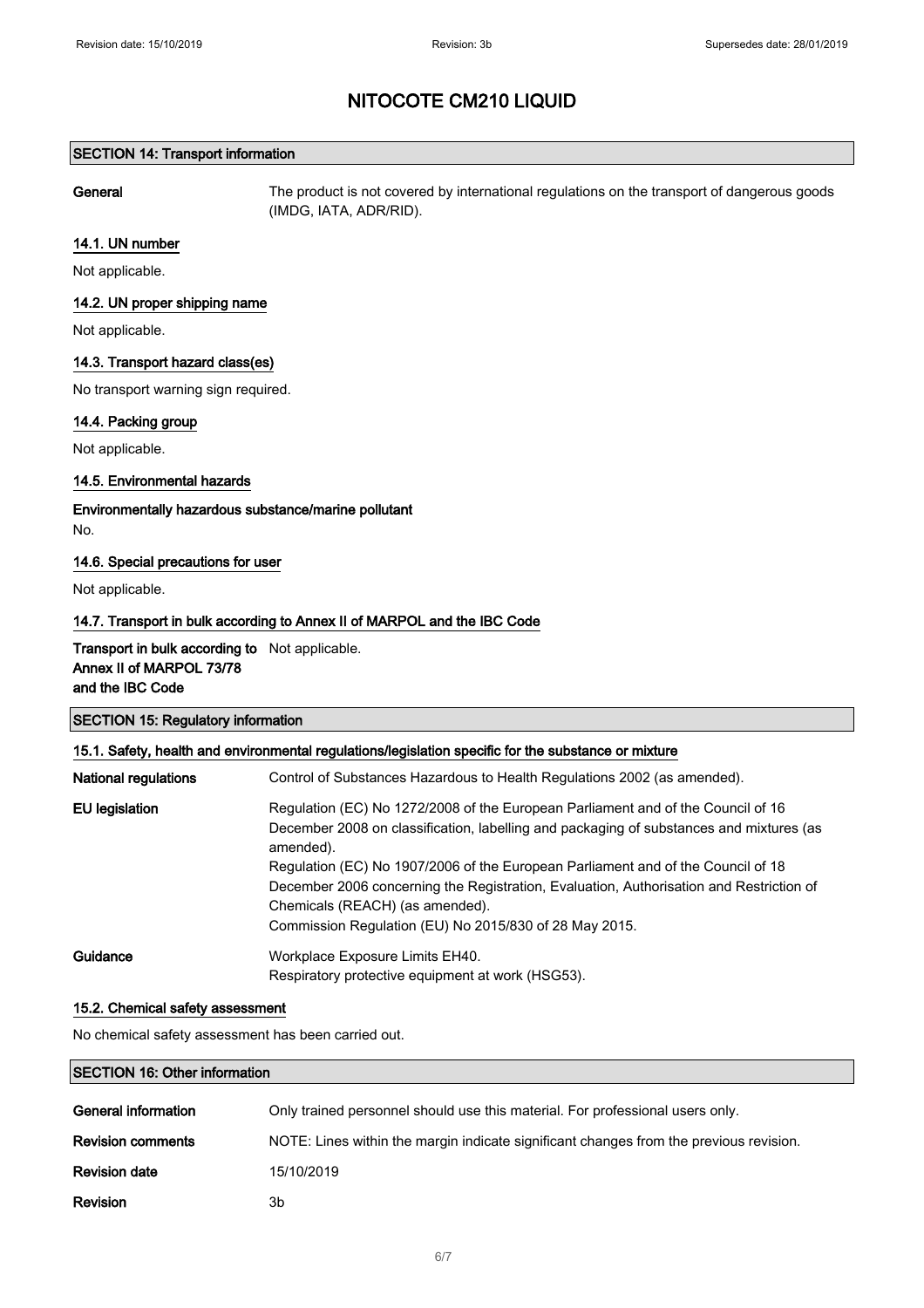# NITOCOTE CM210 LIQUID

## SECTION 14: Transport information

**General** The product is not covered by international regulations on the transport of dangerous goods (IMDG, IATA, ADR/RID).

### 14.1. UN number

Not applicable.

### 14.2. UN proper shipping name

Not applicable.

### 14.3. Transport hazard class(es)

No transport warning sign required.

### 14.4. Packing group

Not applicable.

### 14.5. Environmental hazards

**Environmentally hazardous substance/marine pollutant**

No.

### 14.6. Special precautions for user

Not applicable.

### 14.7. Transport in bulk according to Annex II of MARPOL and the IBC Code

**Transport in bulk according to Annex II of MARPOL 73/78 and the IBC Code** Not applicable.

## SECTION 15: Regulatory information

### 15.1. Safety, health and environmental regulations/legislation specific for the substance or mixture

**National regulations** Control of Substances Hazardous to Health Regulations 2002 (as amended).

**EU legislation** Regulation (EC) No 1272/2008 of the European Parliament and of the Council of 16 December 2008 on classification, labelling and packaging of substances and mixtures (as amended).
Regulation (EC) No 1907/2006 of the European Parliament and of the Council of 18 December 2006 concerning the Registration, Evaluation, Authorisation and Restriction of Chemicals (REACH) (as amended).
Commission Regulation (EU) No 2015/830 of 28 May 2015.

**Guidance** Workplace Exposure Limits EH40.
Respiratory protective equipment at work (HSG53).

### 15.2. Chemical safety assessment

No chemical safety assessment has been carried out.

## SECTION 16: Other information

**General information** Only trained personnel should use this material. For professional users only.

**Revision comments** NOTE: Lines within the margin indicate significant changes from the previous revision.

**Revision date** 15/10/2019

**Revision** 3b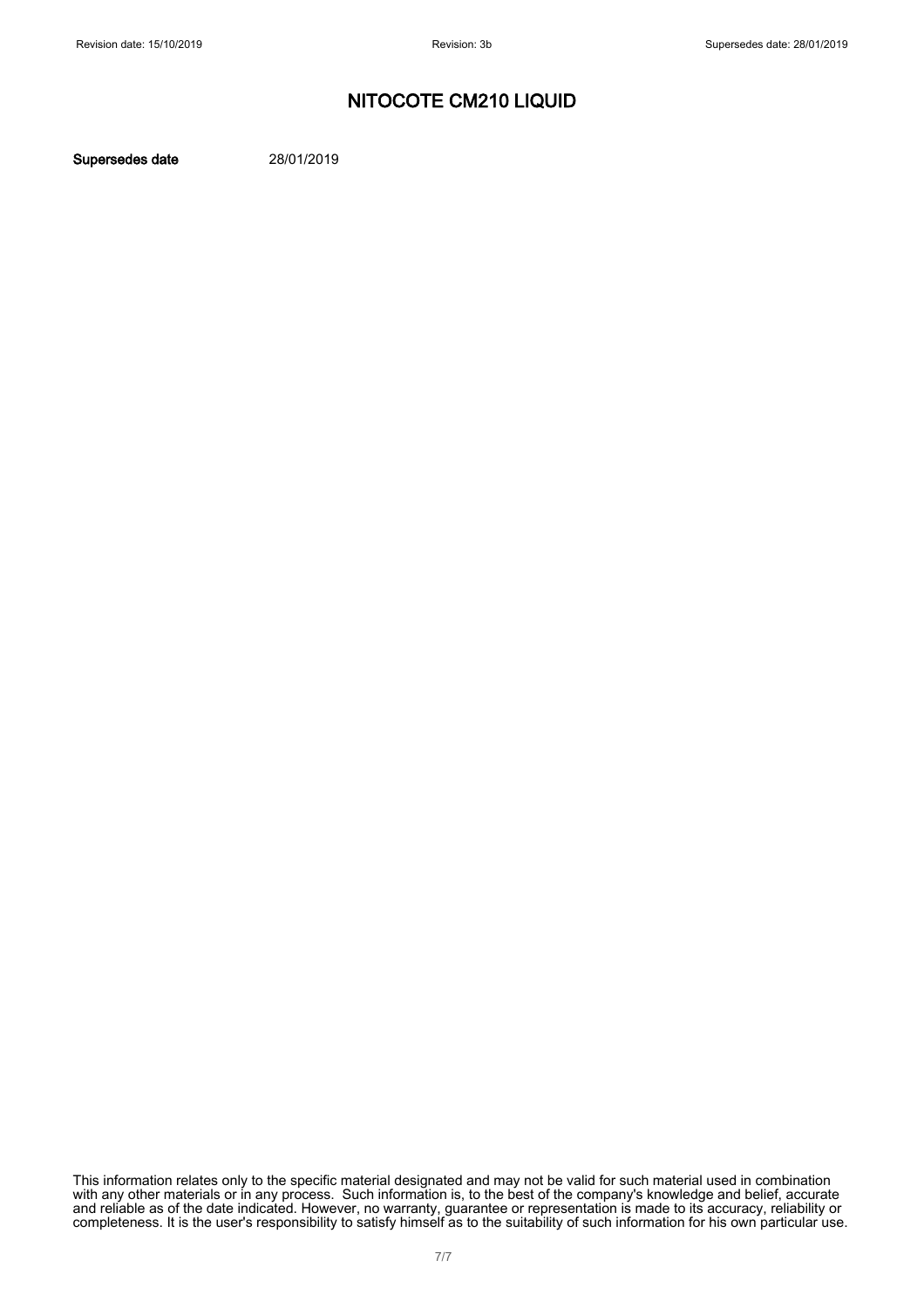# NITOCOTE CM210 LIQUID

**Supersedes date** 28/01/2019

This information relates only to the specific material designated and may not be valid for such material used in combination with any other materials or in any process. Such information is, to the best of the company's knowledge and belief, accurate and reliable as of the date indicated. However, no warranty, guarantee or representation is made to its accuracy, reliability or completeness. It is the user's responsibility to satisfy himself as to the suitability of such information for his own particular use.